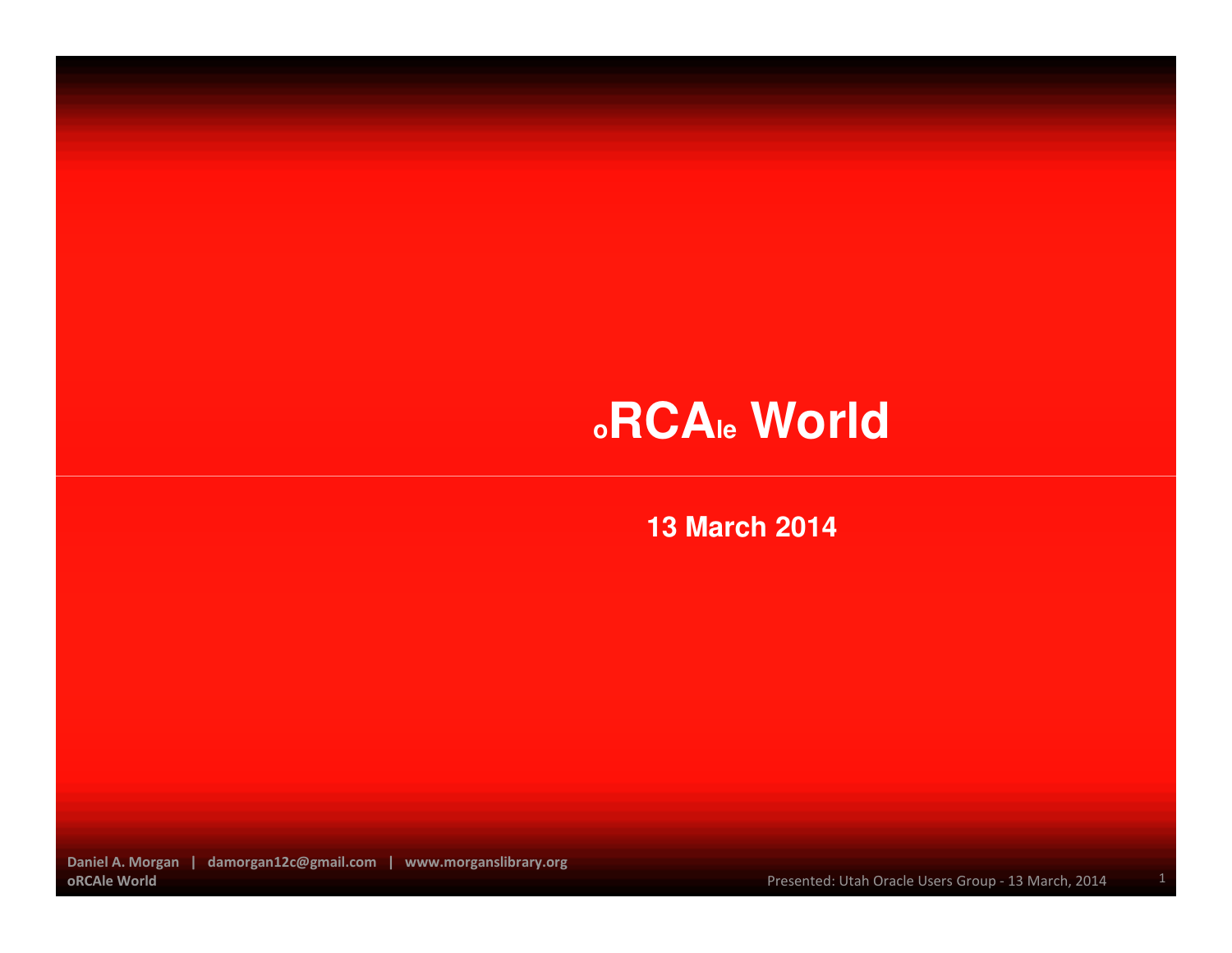# oRCAle World

**13 March 2014**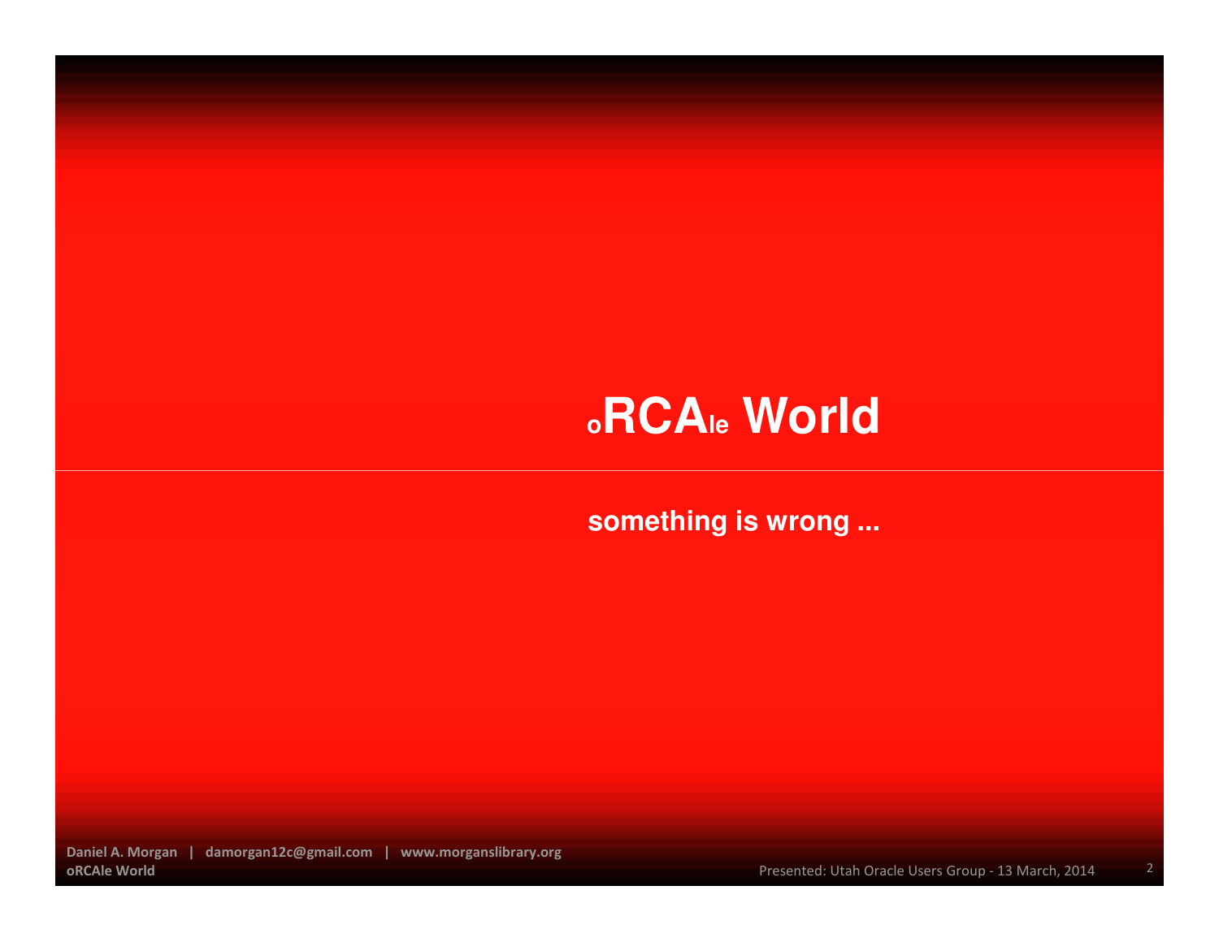# $_{o}$RCA$_{le}$ World

**something is wrong ...**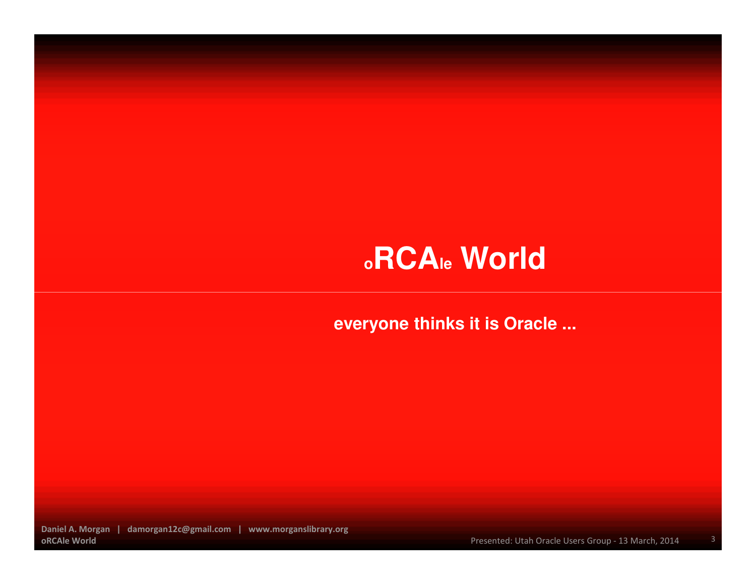# ₒRCAₗₑ World

**everyone thinks it is Oracle ...**

# $_{o}$RCA$_{le}$ World

**everyone thinks it is Oracle ...**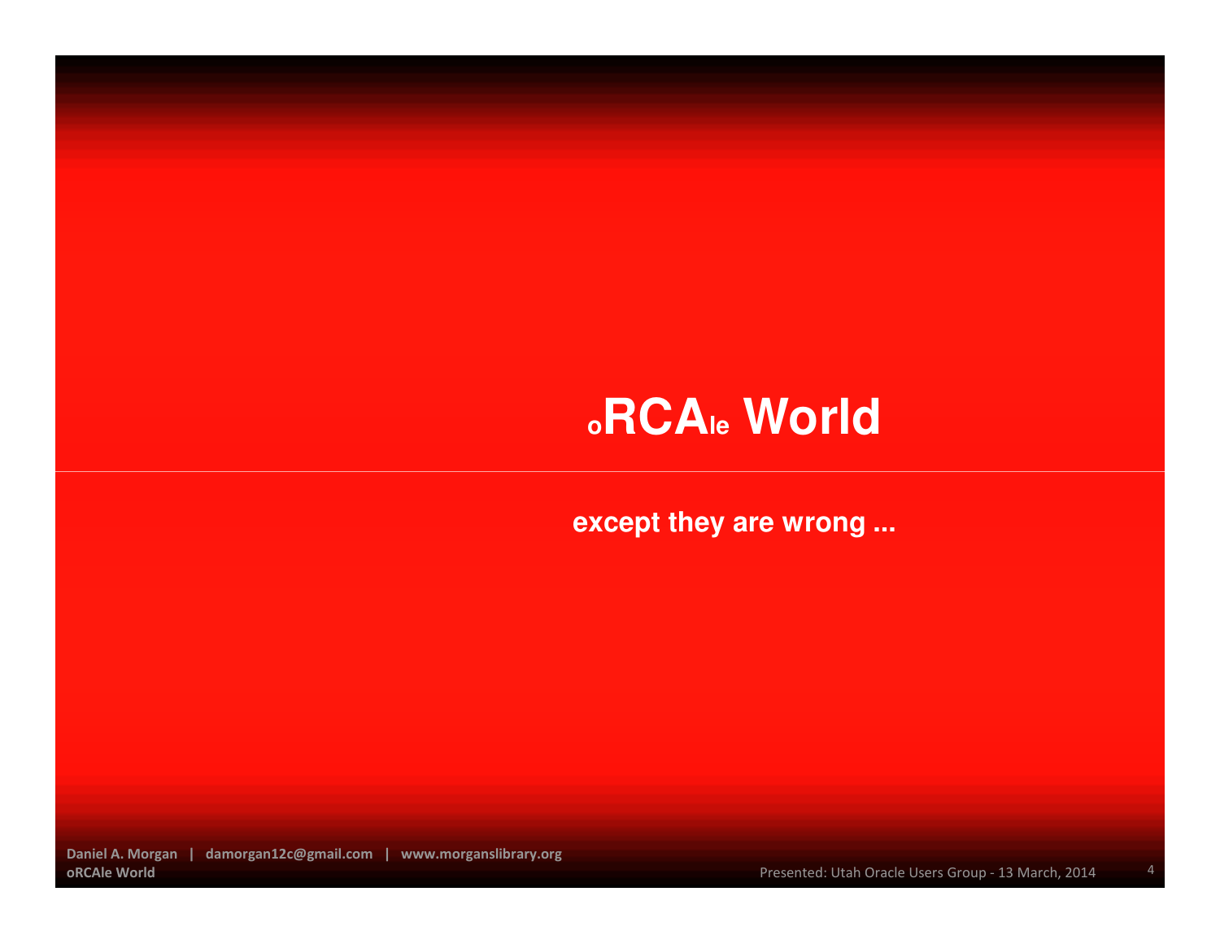# oRCAle World

**except they are wrong ...**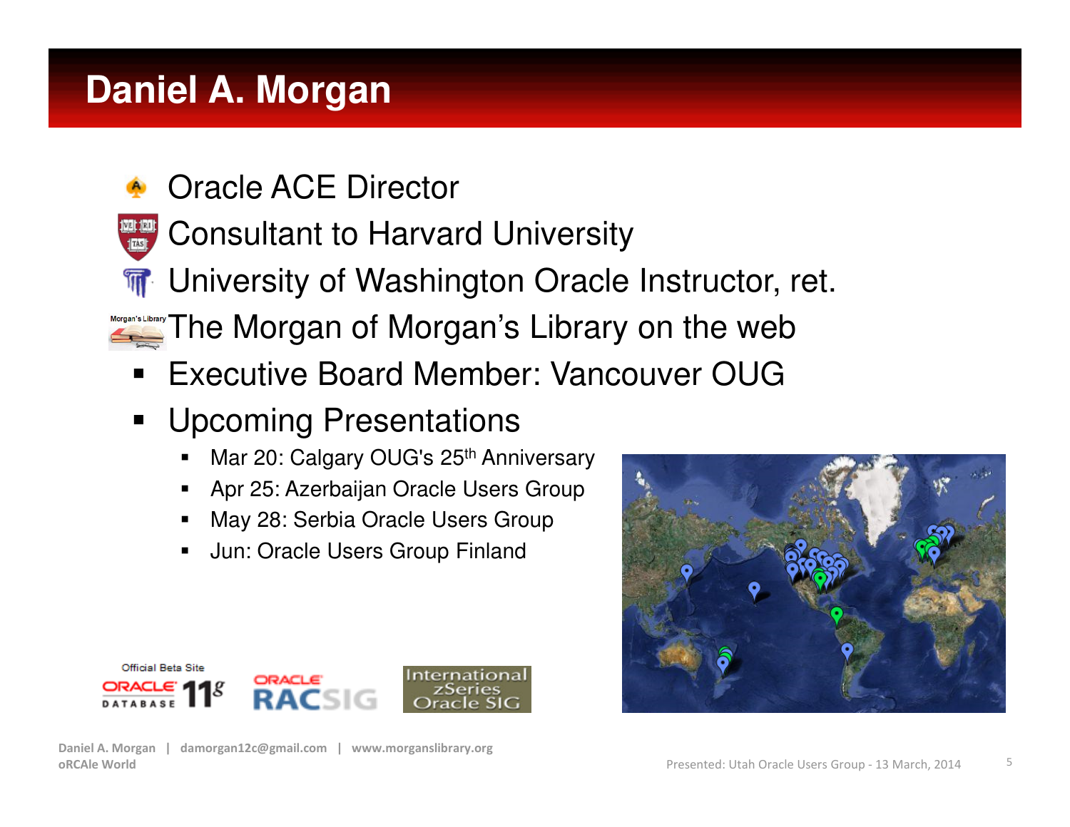# Daniel A. Morgan

- Oracle ACE Director
- Consultant to Harvard University
- University of Washington Oracle Instructor, ret.
- The Morgan of Morgan's Library on the web
- Executive Board Member: Vancouver OUG
- Upcoming Presentations
  - Mar 20: Calgary OUG's 25th Anniversary
  - Apr 25: Azerbaijan Oracle Users Group
  - May 28: Serbia Oracle Users Group
  - Jun: Oracle Users Group Finland

Official Beta Site ORACLE DATABASE 11g

ORACLE RACSIG

International zSeries Oracle SIG

Daniel A. Morgan | damorgan12c@gmail.com | www.morganslibrary.org
oRCAle World

Presented: Utah Oracle Users Group - 13 March, 2014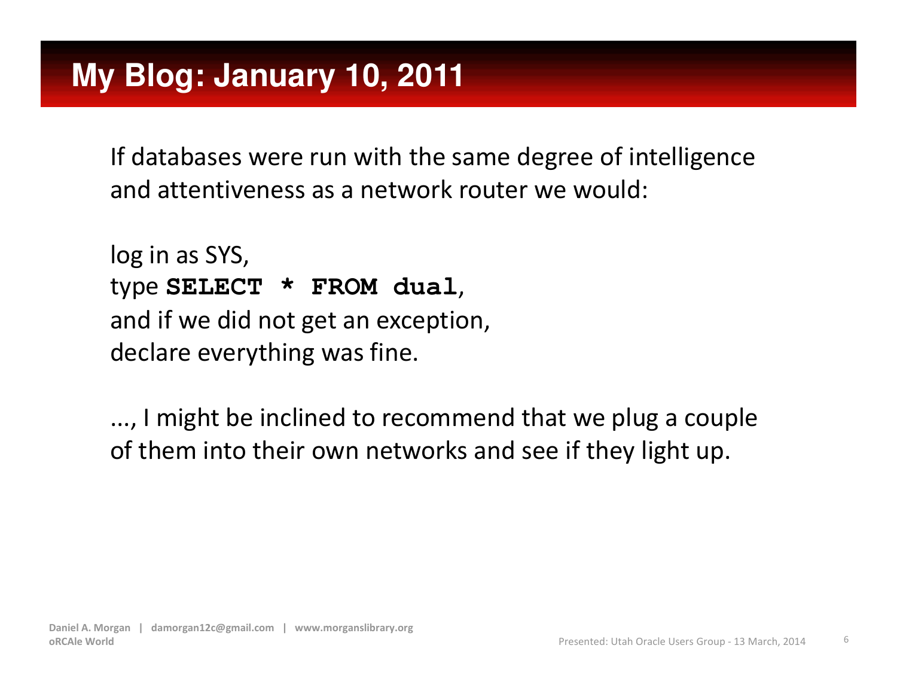# My Blog: January 10, 2011

If databases were run with the same degree of intelligence and attentiveness as a network router we would:

log in as SYS,
type **`SELECT * FROM dual`**,
and if we did not get an exception,
declare everything was fine.

..., I might be inclined to recommend that we plug a couple of them into their own networks and see if they light up.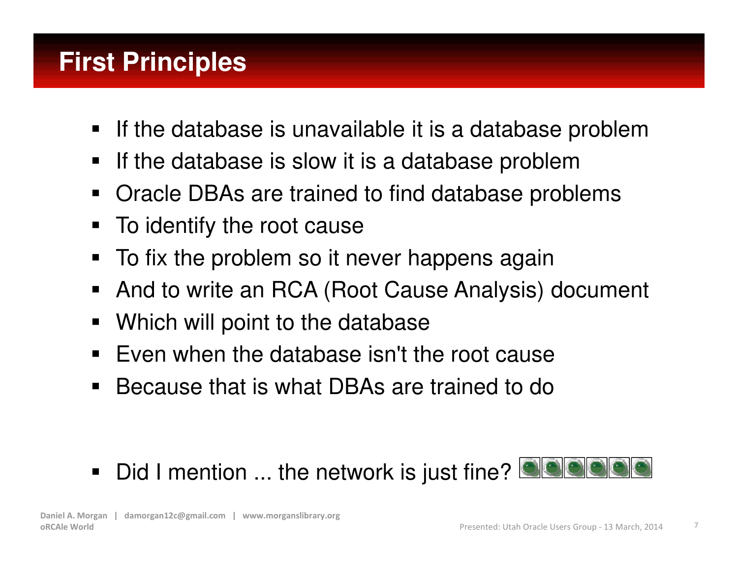# First Principles

- If the database is unavailable it is a database problem
- If the database is slow it is a database problem
- Oracle DBAs are trained to find database problems
- To identify the root cause
- To fix the problem so it never happens again
- And to write an RCA (Root Cause Analysis) document
- Which will point to the database
- Even when the database isn't the root cause
- Because that is what DBAs are trained to do

- Did I mention ... the network is just fine?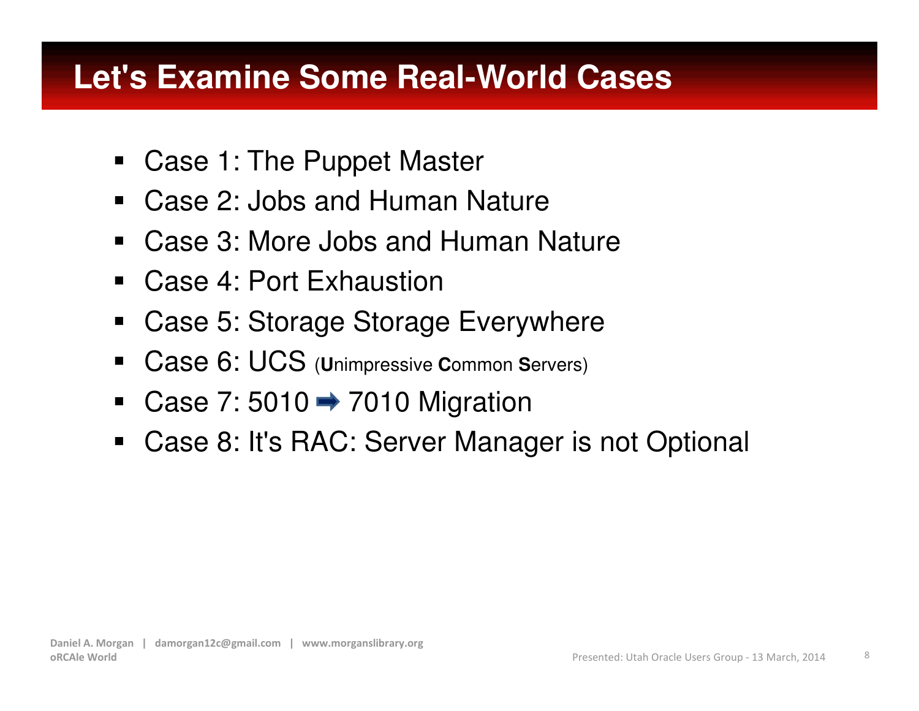# Let's Examine Some Real-World Cases

- Case 1: The Puppet Master
- Case 2: Jobs and Human Nature
- Case 3: More Jobs and Human Nature
- Case 4: Port Exhaustion
- Case 5: Storage Storage Everywhere
- Case 6: UCS (**U**nimpressive **C**ommon **S**ervers)
- Case 7: 5010 ➡ 7010 Migration
- Case 8: It's RAC: Server Manager is not Optional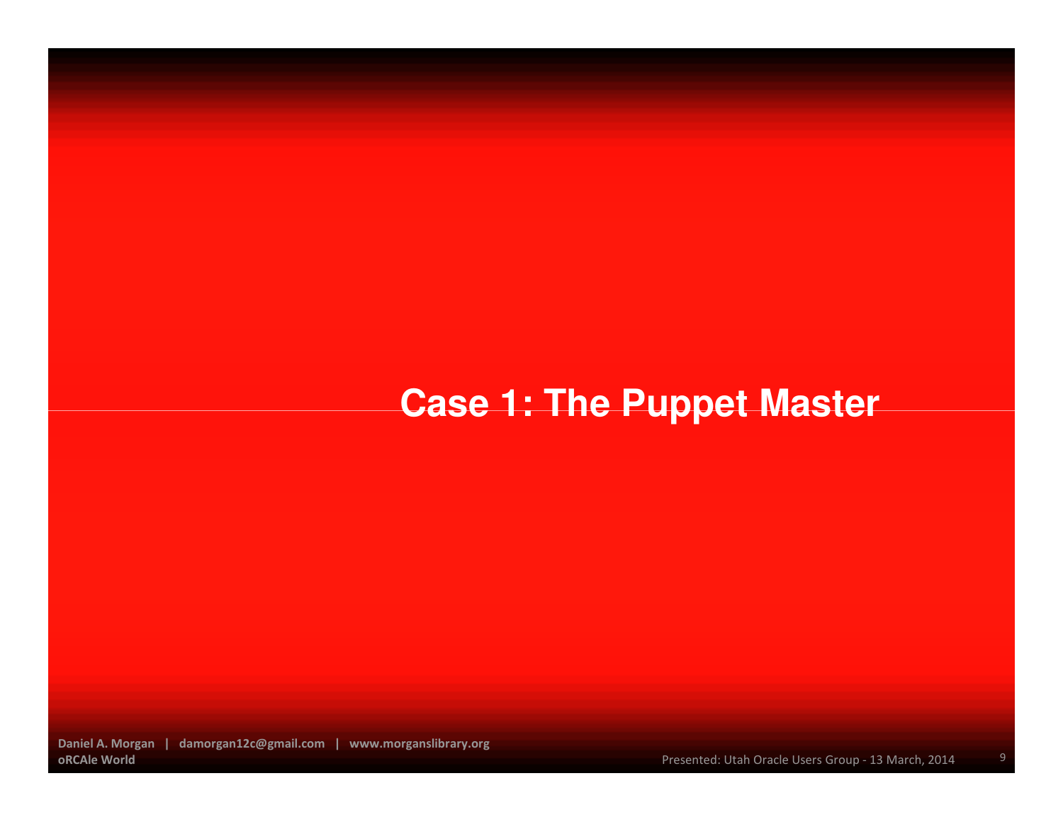# Case 1: The Puppet Master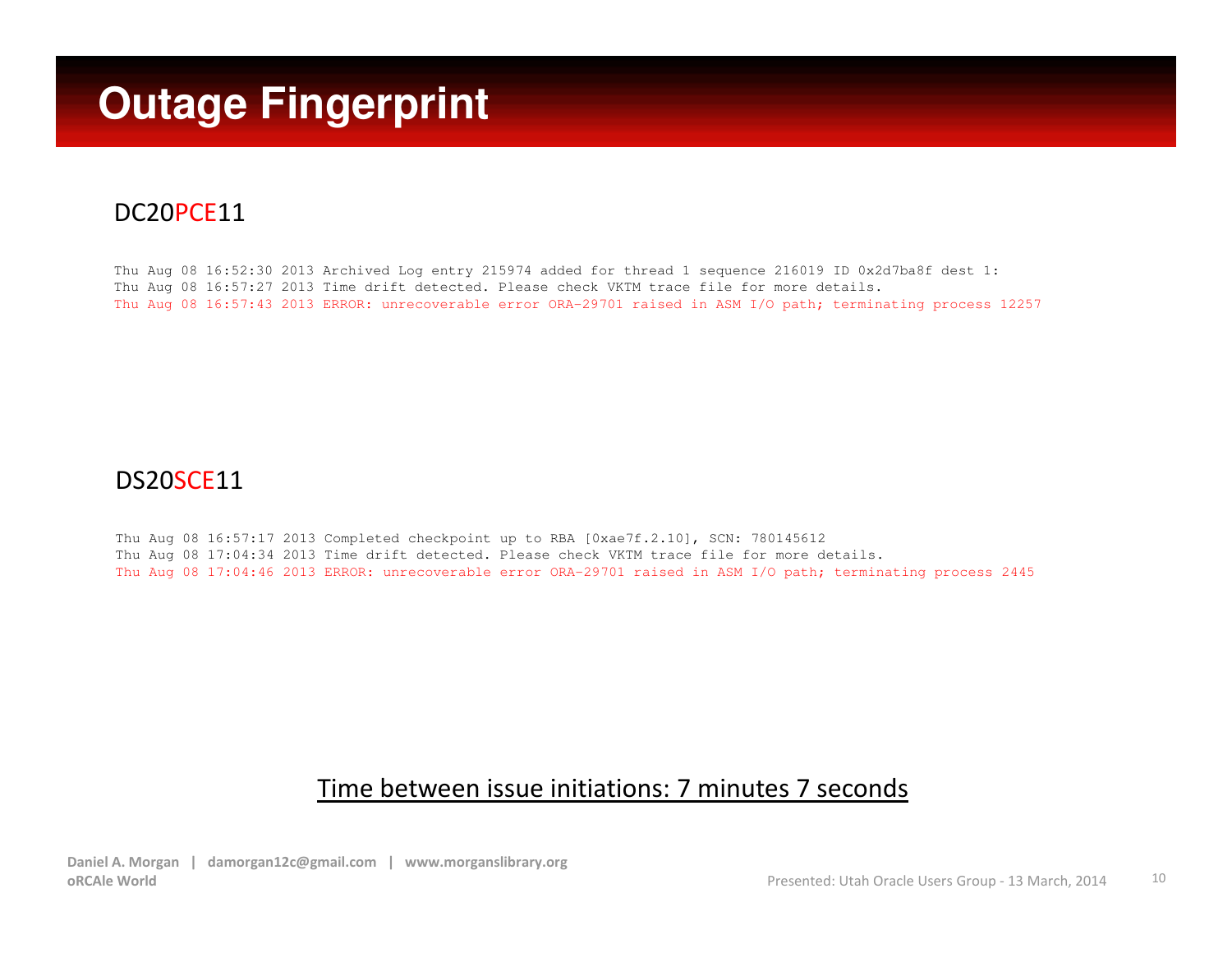# Outage Fingerprint

DC20PCE11

```
Thu Aug 08 16:52:30 2013 Archived Log entry 215974 added for thread 1 sequence 216019 ID 0x2d7ba8f dest 1:
Thu Aug 08 16:57:27 2013 Time drift detected. Please check VKTM trace file for more details.
Thu Aug 08 16:57:43 2013 ERROR: unrecoverable error ORA-29701 raised in ASM I/O path; terminating process 12257
```

DS20SCE11

```
Thu Aug 08 16:57:17 2013 Completed checkpoint up to RBA [0xae7f.2.10], SCN: 780145612
Thu Aug 08 17:04:34 2013 Time drift detected. Please check VKTM trace file for more details.
Thu Aug 08 17:04:46 2013 ERROR: unrecoverable error ORA-29701 raised in ASM I/O path; terminating process 2445
```

<u>Time between issue initiations: 7 minutes 7 seconds</u>

**Daniel A. Morgan | damorgan12c@gmail.com | www.morganslibrary.org**
**oRCAle World**

Presented: Utah Oracle Users Group - 13 March, 2014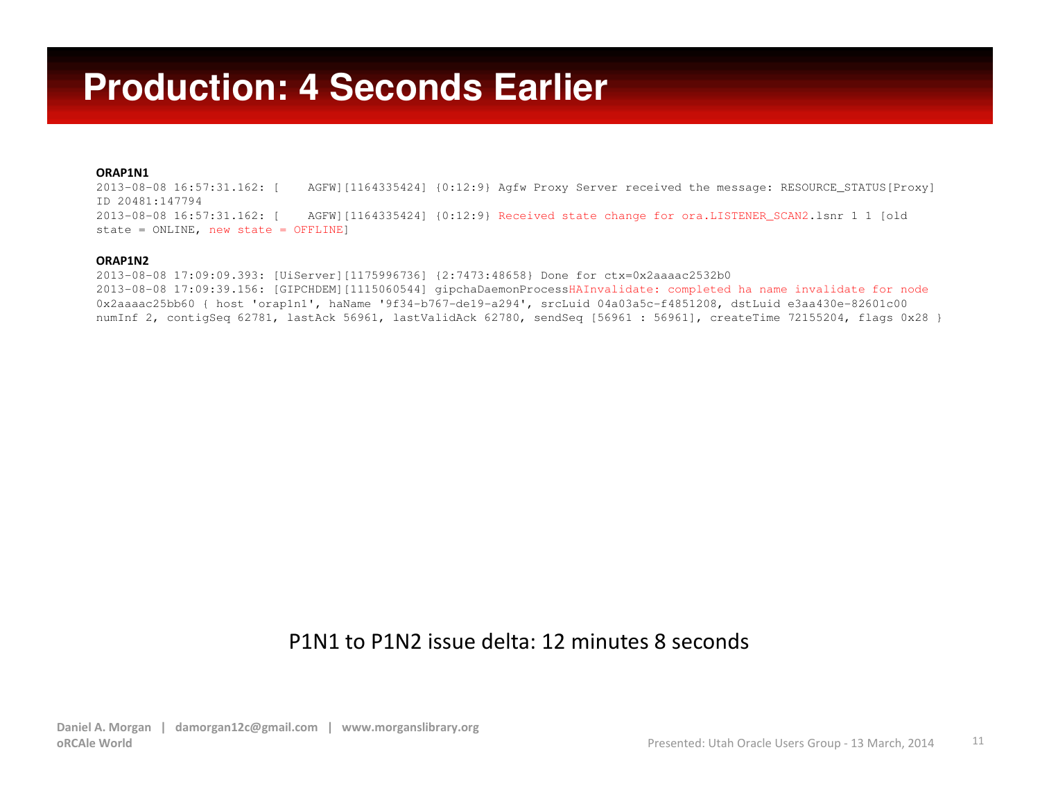# Production: 4 Seconds Earlier

**ORAP1N1**

```
2013-08-08 16:57:31.162: [    AGFW][1164335424] {0:12:9} Agfw Proxy Server received the message: RESOURCE_STATUS[Proxy]
ID 20481:147794
2013-08-08 16:57:31.162: [    AGFW][1164335424] {0:12:9} Received state change for ora.LISTENER_SCAN2.lsnr 1 1 [old
state = ONLINE, new state = OFFLINE]
```

**ORAP1N2**

```
2013-08-08 17:09:09.393: [UiServer][1175996736] {2:7473:48658} Done for ctx=0x2aaaac2532b0
2013-08-08 17:09:39.156: [GIPCHDEM][1115060544] gipchaDaemonProcessHAInvalidate: completed ha name invalidate for node
0x2aaaac25bb60 { host 'orap1n1', haName '9f34-b767-de19-a294', srcLuid 04a03a5c-f4851208, dstLuid e3aa430e-82601c00
numInf 2, contigSeq 62781, lastAck 56961, lastValidAck 62780, sendSeq [56961 : 56961], createTime 72155204, flags 0x28 }
```

P1N1 to P1N2 issue delta: 12 minutes 8 seconds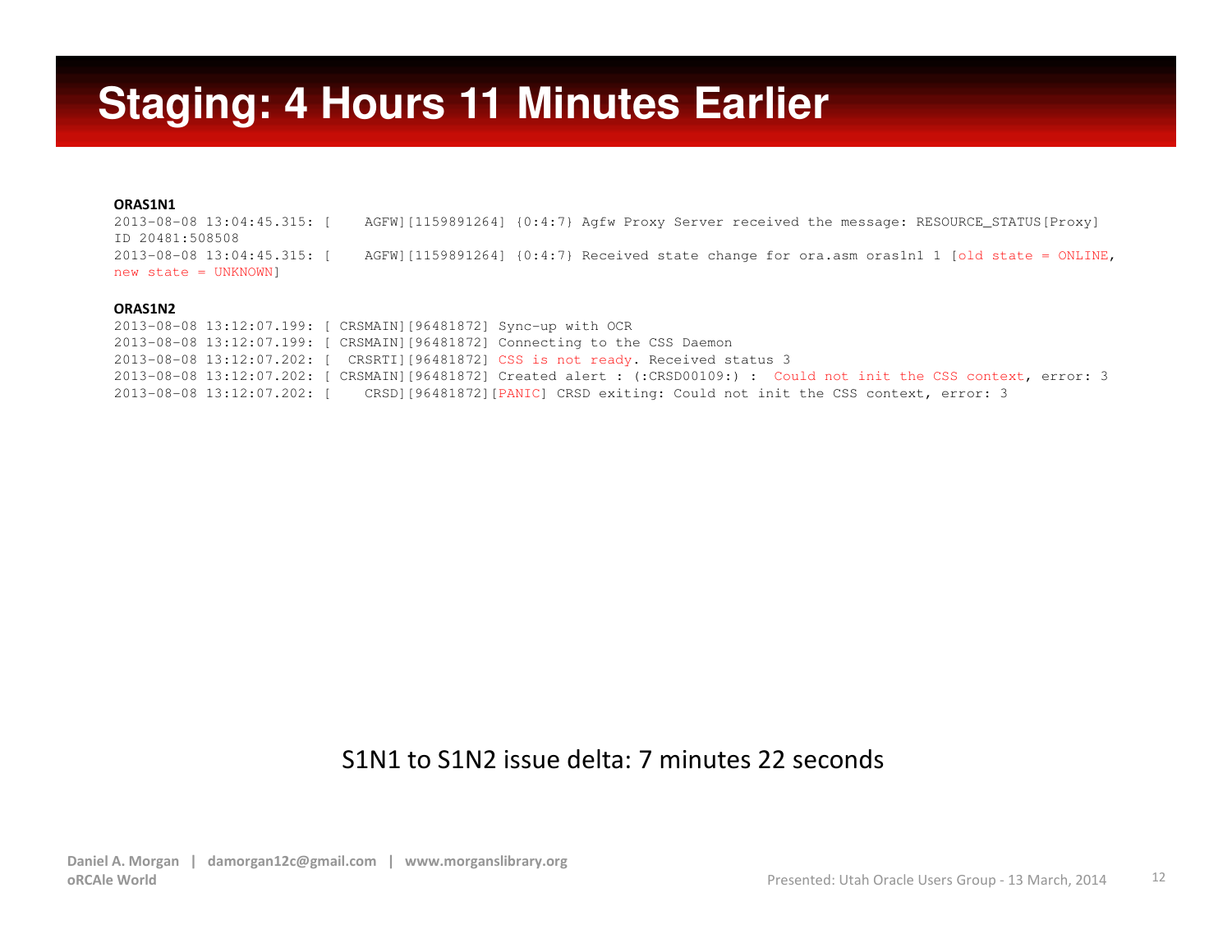# Staging: 4 Hours 11 Minutes Earlier

**ORAS1N1**

```
2013-08-08 13:04:45.315: [    AGFW][1159891264] {0:4:7} Agfw Proxy Server received the message: RESOURCE_STATUS[Proxy]
ID 20481:508508
2013-08-08 13:04:45.315: [    AGFW][1159891264] {0:4:7} Received state change for ora.asm oras1n1 1 [old state = ONLINE,
new state = UNKNOWN]
```

**ORAS1N2**

```
2013-08-08 13:12:07.199: [ CRSMAIN][96481872] Sync-up with OCR
2013-08-08 13:12:07.199: [ CRSMAIN][96481872] Connecting to the CSS Daemon
2013-08-08 13:12:07.202: [  CRSRTI][96481872] CSS is not ready. Received status 3
2013-08-08 13:12:07.202: [ CRSMAIN][96481872] Created alert : (:CRSD00109:) :  Could not init the CSS context, error: 3
2013-08-08 13:12:07.202: [    CRSD][96481872][PANIC] CRSD exiting: Could not init the CSS context, error: 3
```

S1N1 to S1N2 issue delta: 7 minutes 22 seconds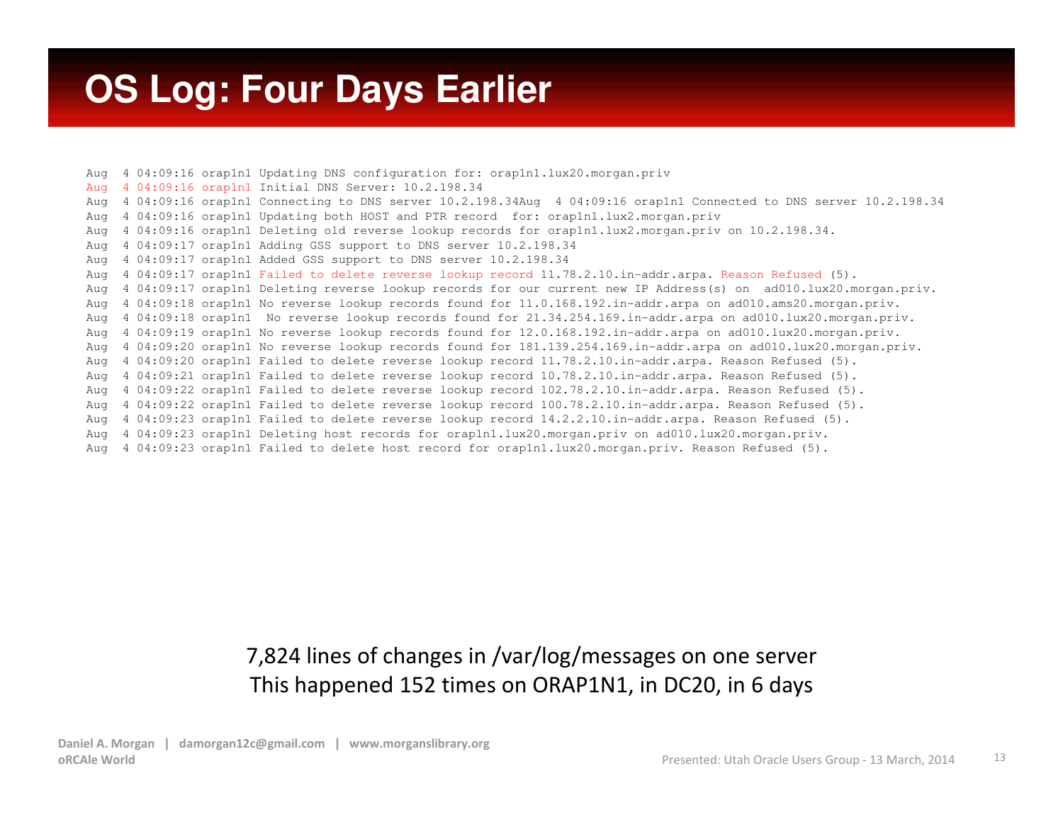# OS Log: Four Days Earlier

```
Aug  4 04:09:16 orap1n1 Updating DNS configuration for: orap1n1.lux20.morgan.priv
Aug  4 04:09:16 orap1n1 Initial DNS Server: 10.2.198.34
Aug  4 04:09:16 orap1n1 Connecting to DNS server 10.2.198.34Aug  4 04:09:16 orap1n1 Connected to DNS server 10.2.198.34
Aug  4 04:09:16 orap1n1 Updating both HOST and PTR record  for: orap1n1.lux2.morgan.priv
Aug  4 04:09:16 orap1n1 Deleting old reverse lookup records for orap1n1.lux2.morgan.priv on 10.2.198.34.
Aug  4 04:09:17 orap1n1 Adding GSS support to DNS server 10.2.198.34
Aug  4 04:09:17 orap1n1 Added GSS support to DNS server 10.2.198.34
Aug  4 04:09:17 orap1n1 Failed to delete reverse lookup record 11.78.2.10.in-addr.arpa. Reason Refused (5).
Aug  4 04:09:17 orap1n1 Deleting reverse lookup records for our current new IP Address(s) on  ad010.lux20.morgan.priv.
Aug  4 04:09:18 orap1n1 No reverse lookup records found for 11.0.168.192.in-addr.arpa on ad010.ams20.morgan.priv.
Aug  4 04:09:18 orap1n1  No reverse lookup records found for 21.34.254.169.in-addr.arpa on ad010.lux20.morgan.priv.
Aug  4 04:09:19 orap1n1 No reverse lookup records found for 12.0.168.192.in-addr.arpa on ad010.lux20.morgan.priv.
Aug  4 04:09:20 orap1n1 No reverse lookup records found for 181.139.254.169.in-addr.arpa on ad010.lux20.morgan.priv.
Aug  4 04:09:20 orap1n1 Failed to delete reverse lookup record 11.78.2.10.in-addr.arpa. Reason Refused (5).
Aug  4 04:09:21 orap1n1 Failed to delete reverse lookup record 10.78.2.10.in-addr.arpa. Reason Refused (5).
Aug  4 04:09:22 orap1n1 Failed to delete reverse lookup record 102.78.2.10.in-addr.arpa. Reason Refused (5).
Aug  4 04:09:22 orap1n1 Failed to delete reverse lookup record 100.78.2.10.in-addr.arpa. Reason Refused (5).
Aug  4 04:09:23 orap1n1 Failed to delete reverse lookup record 14.2.2.10.in-addr.arpa. Reason Refused (5).
Aug  4 04:09:23 orap1n1 Deleting host records for orap1n1.lux20.morgan.priv on ad010.lux20.morgan.priv.
Aug  4 04:09:23 orap1n1 Failed to delete host record for orap1n1.lux20.morgan.priv. Reason Refused (5).
```

7,824 lines of changes in /var/log/messages on one server

This happened 152 times on ORAP1N1, in DC20, in 6 days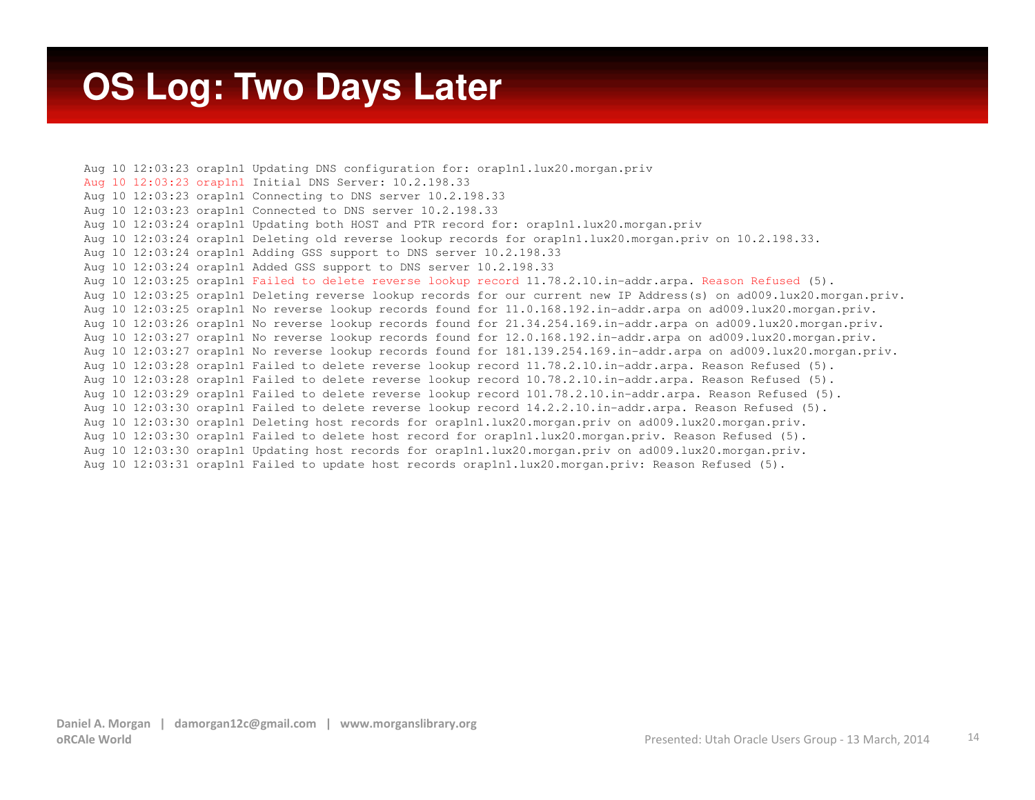# OS Log: Two Days Later

```
Aug 10 12:03:23 orap1n1 Updating DNS configuration for: orap1n1.lux20.morgan.priv
Aug 10 12:03:23 orap1n1 Initial DNS Server: 10.2.198.33
Aug 10 12:03:23 orap1n1 Connecting to DNS server 10.2.198.33
Aug 10 12:03:23 orap1n1 Connected to DNS server 10.2.198.33
Aug 10 12:03:24 orap1n1 Updating both HOST and PTR record for: orap1n1.lux20.morgan.priv
Aug 10 12:03:24 orap1n1 Deleting old reverse lookup records for orap1n1.lux20.morgan.priv on 10.2.198.33.
Aug 10 12:03:24 orap1n1 Adding GSS support to DNS server 10.2.198.33
Aug 10 12:03:24 orap1n1 Added GSS support to DNS server 10.2.198.33
Aug 10 12:03:25 orap1n1 Failed to delete reverse lookup record 11.78.2.10.in-addr.arpa. Reason Refused (5).
Aug 10 12:03:25 orap1n1 Deleting reverse lookup records for our current new IP Address(s) on ad009.lux20.morgan.priv.
Aug 10 12:03:25 orap1n1 No reverse lookup records found for 11.0.168.192.in-addr.arpa on ad009.lux20.morgan.priv.
Aug 10 12:03:26 orap1n1 No reverse lookup records found for 21.34.254.169.in-addr.arpa on ad009.lux20.morgan.priv.
Aug 10 12:03:27 orap1n1 No reverse lookup records found for 12.0.168.192.in-addr.arpa on ad009.lux20.morgan.priv.
Aug 10 12:03:27 orap1n1 No reverse lookup records found for 181.139.254.169.in-addr.arpa on ad009.lux20.morgan.priv.
Aug 10 12:03:28 orap1n1 Failed to delete reverse lookup record 11.78.2.10.in-addr.arpa. Reason Refused (5).
Aug 10 12:03:28 orap1n1 Failed to delete reverse lookup record 10.78.2.10.in-addr.arpa. Reason Refused (5).
Aug 10 12:03:29 orap1n1 Failed to delete reverse lookup record 101.78.2.10.in-addr.arpa. Reason Refused (5).
Aug 10 12:03:30 orap1n1 Failed to delete reverse lookup record 14.2.2.10.in-addr.arpa. Reason Refused (5).
Aug 10 12:03:30 orap1n1 Deleting host records for orap1n1.lux20.morgan.priv on ad009.lux20.morgan.priv.
Aug 10 12:03:30 orap1n1 Failed to delete host record for orap1n1.lux20.morgan.priv. Reason Refused (5).
Aug 10 12:03:30 orap1n1 Updating host records for orap1n1.lux20.morgan.priv on ad009.lux20.morgan.priv.
Aug 10 12:03:31 orap1n1 Failed to update host records orap1n1.lux20.morgan.priv: Reason Refused (5).
```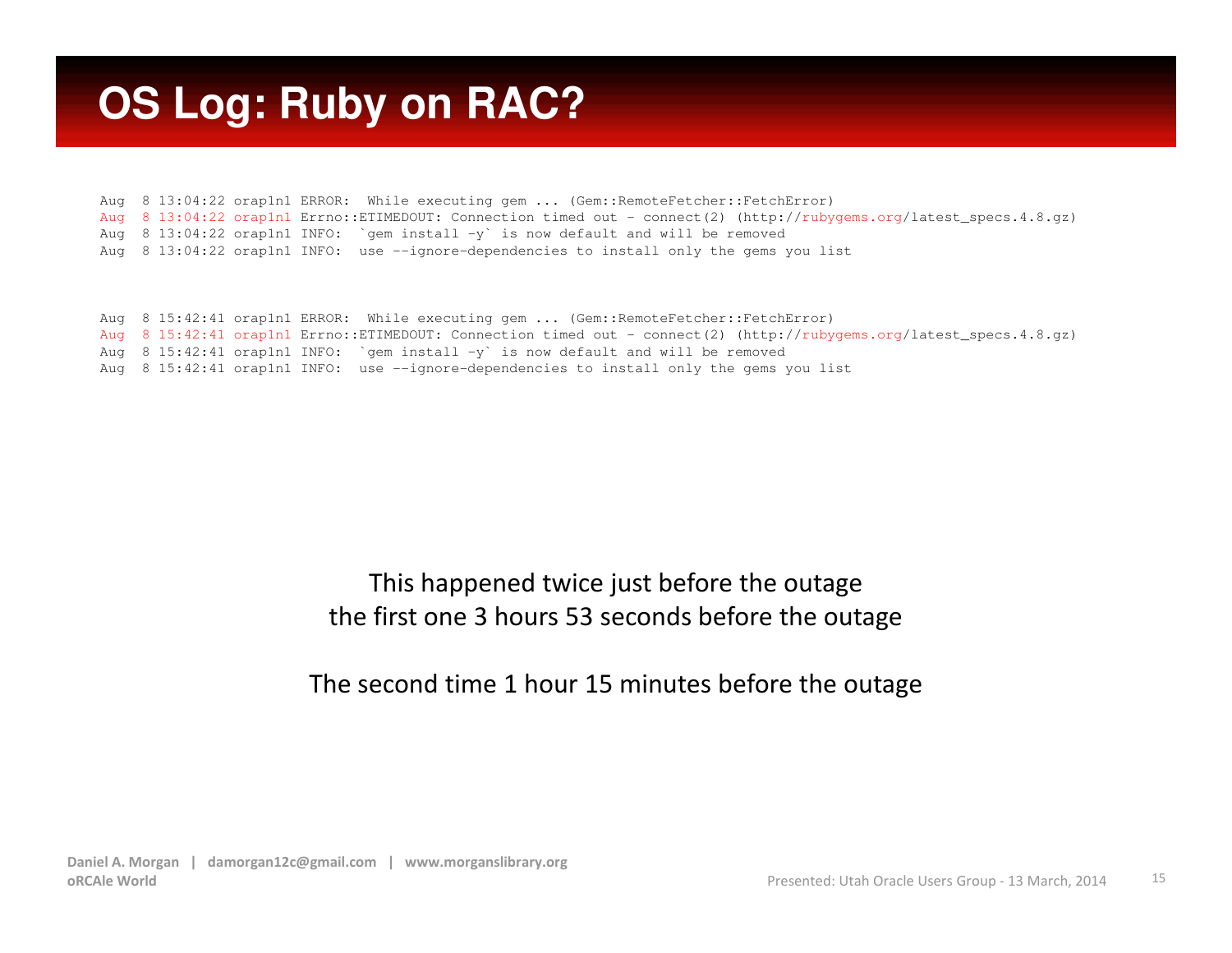# OS Log: Ruby on RAC?

```
Aug  8 13:04:22 orap1n1 ERROR:  While executing gem ... (Gem::RemoteFetcher::FetchError)
Aug  8 13:04:22 orap1n1 Errno::ETIMEDOUT: Connection timed out - connect(2) (http://rubygems.org/latest_specs.4.8.gz)
Aug  8 13:04:22 orap1n1 INFO:  `gem install -y` is now default and will be removed
Aug  8 13:04:22 orap1n1 INFO:  use --ignore-dependencies to install only the gems you list
```

```
Aug  8 15:42:41 orap1n1 ERROR:  While executing gem ... (Gem::RemoteFetcher::FetchError)
Aug  8 15:42:41 orap1n1 Errno::ETIMEDOUT: Connection timed out - connect(2) (http://rubygems.org/latest_specs.4.8.gz)
Aug  8 15:42:41 orap1n1 INFO:  `gem install -y` is now default and will be removed
Aug  8 15:42:41 orap1n1 INFO:  use --ignore-dependencies to install only the gems you list
```

This happened twice just before the outage
the first one 3 hours 53 seconds before the outage

The second time 1 hour 15 minutes before the outage

**Daniel A. Morgan | damorgan12c@gmail.com | www.morganslibrary.org**
**oRCAle World**

Presented: Utah Oracle Users Group - 13 March, 2014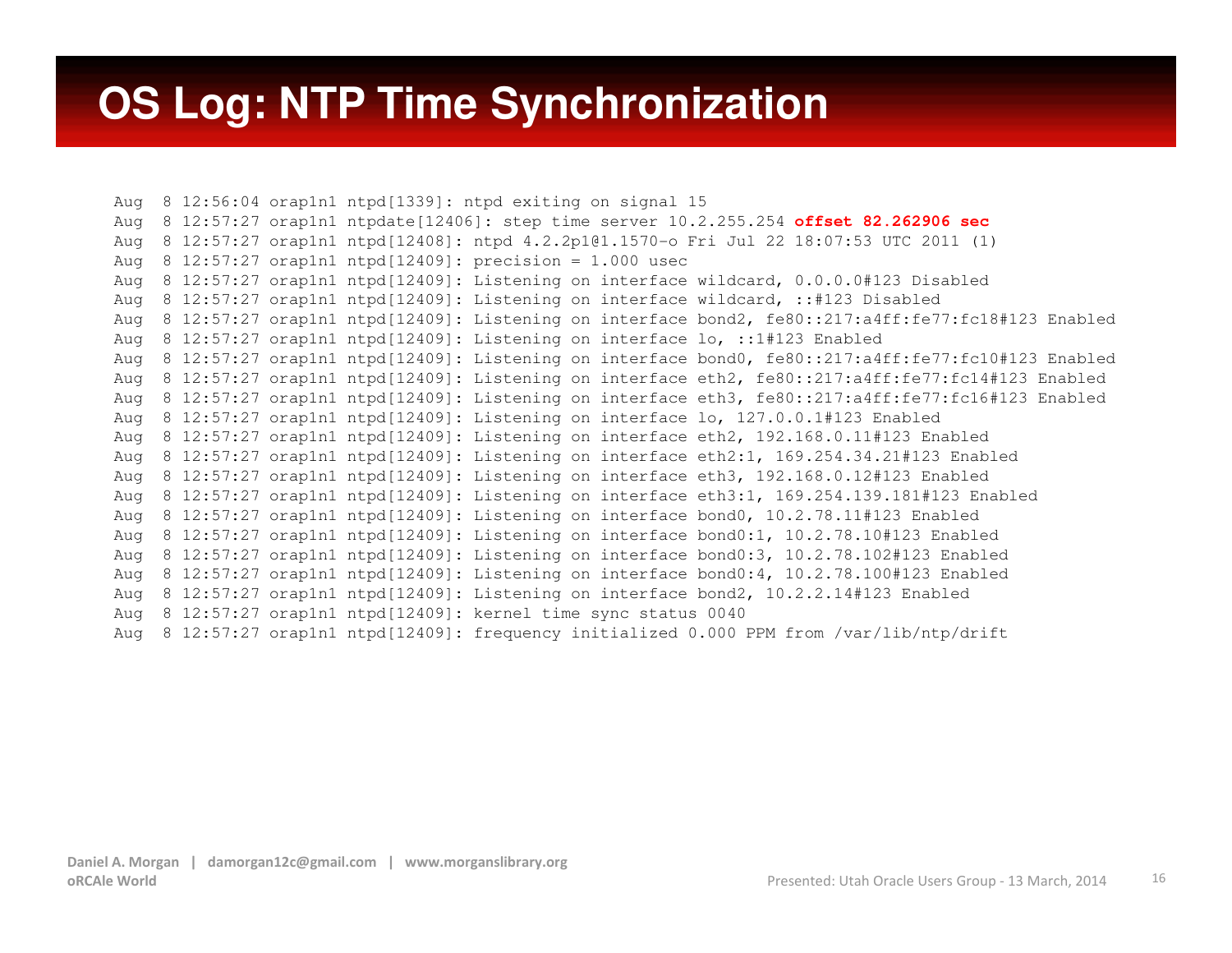# OS Log: NTP Time Synchronization

```
Aug  8 12:56:04 orap1n1 ntpd[1339]: ntpd exiting on signal 15
Aug  8 12:57:27 orap1n1 ntpdate[12406]: step time server 10.2.255.254 offset 82.262906 sec
Aug  8 12:57:27 orap1n1 ntpd[12408]: ntpd 4.2.2p1@1.1570-o Fri Jul 22 18:07:53 UTC 2011 (1)
Aug  8 12:57:27 orap1n1 ntpd[12409]: precision = 1.000 usec
Aug  8 12:57:27 orap1n1 ntpd[12409]: Listening on interface wildcard, 0.0.0.0#123 Disabled
Aug  8 12:57:27 orap1n1 ntpd[12409]: Listening on interface wildcard, ::#123 Disabled
Aug  8 12:57:27 orap1n1 ntpd[12409]: Listening on interface bond2, fe80::217:a4ff:fe77:fc18#123 Enabled
Aug  8 12:57:27 orap1n1 ntpd[12409]: Listening on interface lo, ::1#123 Enabled
Aug  8 12:57:27 orap1n1 ntpd[12409]: Listening on interface bond0, fe80::217:a4ff:fe77:fc10#123 Enabled
Aug  8 12:57:27 orap1n1 ntpd[12409]: Listening on interface eth2, fe80::217:a4ff:fe77:fc14#123 Enabled
Aug  8 12:57:27 orap1n1 ntpd[12409]: Listening on interface eth3, fe80::217:a4ff:fe77:fc16#123 Enabled
Aug  8 12:57:27 orap1n1 ntpd[12409]: Listening on interface lo, 127.0.0.1#123 Enabled
Aug  8 12:57:27 orap1n1 ntpd[12409]: Listening on interface eth2, 192.168.0.11#123 Enabled
Aug  8 12:57:27 orap1n1 ntpd[12409]: Listening on interface eth2:1, 169.254.34.21#123 Enabled
Aug  8 12:57:27 orap1n1 ntpd[12409]: Listening on interface eth3, 192.168.0.12#123 Enabled
Aug  8 12:57:27 orap1n1 ntpd[12409]: Listening on interface eth3:1, 169.254.139.181#123 Enabled
Aug  8 12:57:27 orap1n1 ntpd[12409]: Listening on interface bond0, 10.2.78.11#123 Enabled
Aug  8 12:57:27 orap1n1 ntpd[12409]: Listening on interface bond0:1, 10.2.78.10#123 Enabled
Aug  8 12:57:27 orap1n1 ntpd[12409]: Listening on interface bond0:3, 10.2.78.102#123 Enabled
Aug  8 12:57:27 orap1n1 ntpd[12409]: Listening on interface bond0:4, 10.2.78.100#123 Enabled
Aug  8 12:57:27 orap1n1 ntpd[12409]: Listening on interface bond2, 10.2.2.14#123 Enabled
Aug  8 12:57:27 orap1n1 ntpd[12409]: kernel time sync status 0040
Aug  8 12:57:27 orap1n1 ntpd[12409]: frequency initialized 0.000 PPM from /var/lib/ntp/drift
```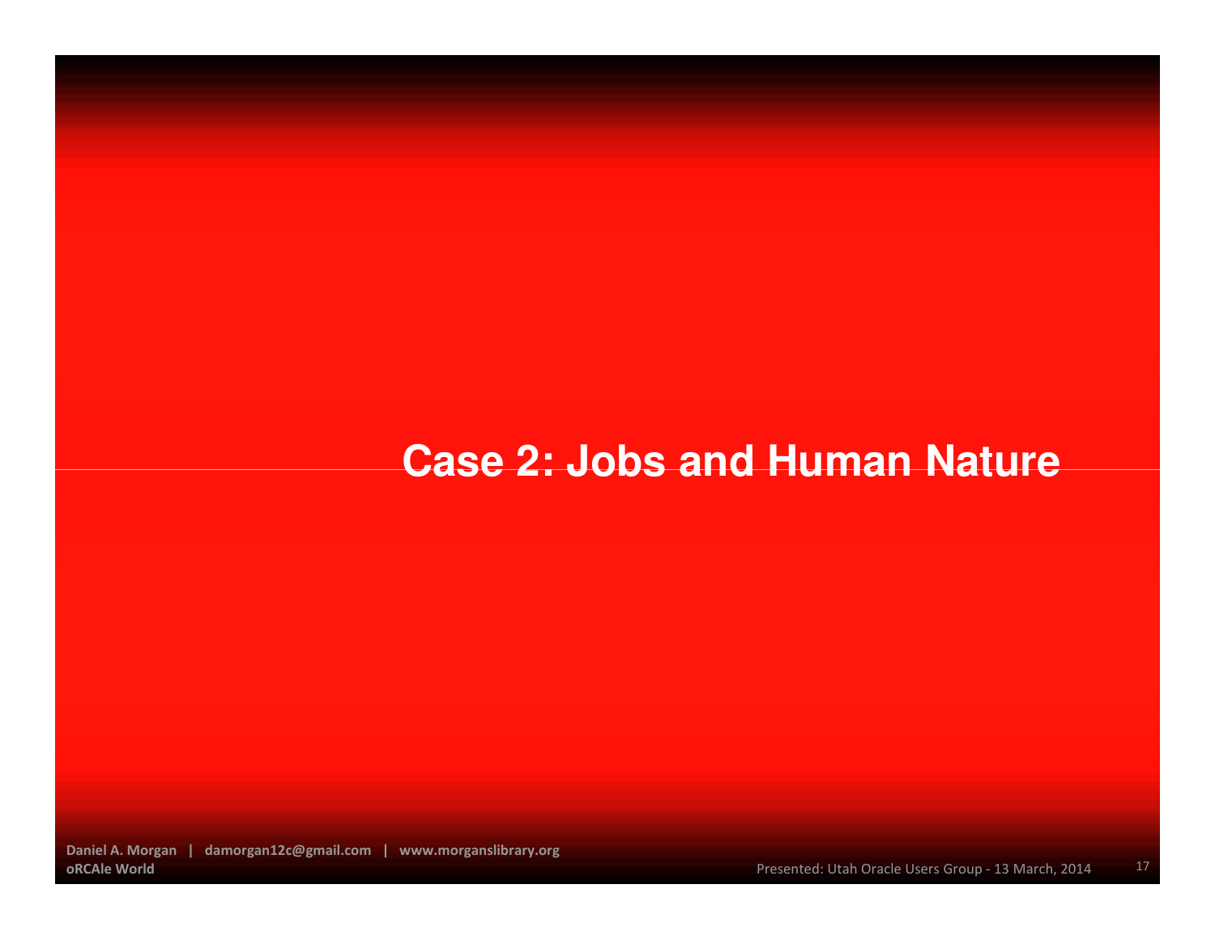# Case 2: Jobs and Human Nature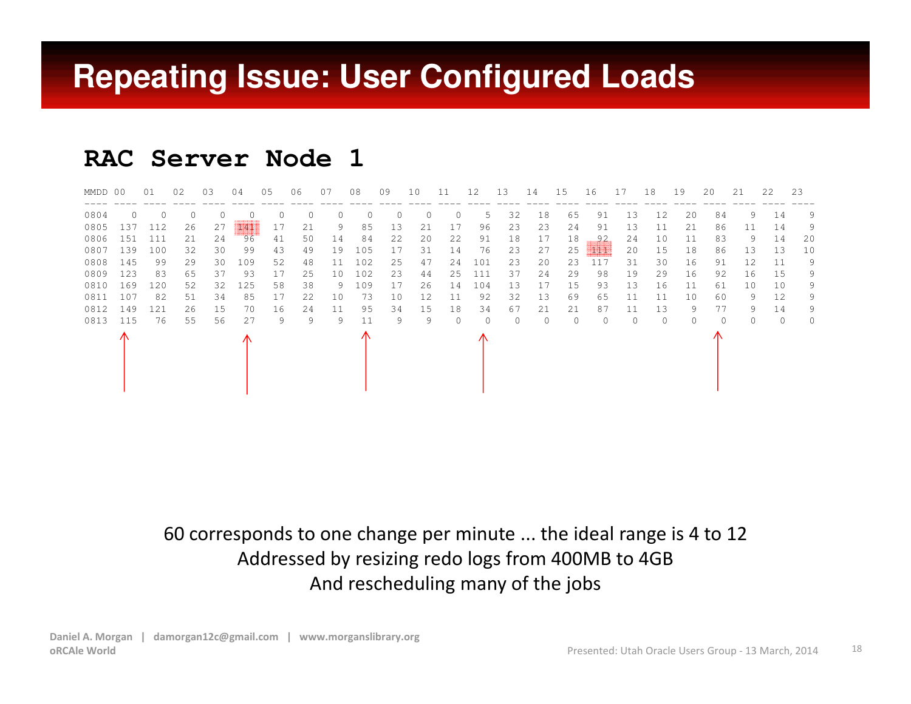# Repeating Issue: User Configured Loads

## RAC Server Node 1

| MMDD | 00 | 01 | 02 | 03 | 04 | 05 | 06 | 07 | 08 | 09 | 10 | 11 | 12 | 13 | 14 | 15 | 16 | 17 | 18 | 19 | 20 | 21 | 22 | 23 |
|---|---|---|---|---|---|---|---|---|---|---|---|---|---|---|---|---|---|---|---|---|---|---|---|---|
| 0804 | 0 | 0 | 0 | 0 | 0 | 0 | 0 | 0 | 0 | 0 | 0 | 0 | 5 | 32 | 18 | 65 | 91 | 13 | 12 | 20 | 84 | 9 | 14 | 9 |
| 0805 | 137 | 112 | 26 | 27 | 141 | 17 | 21 | 9 | 85 | 13 | 21 | 17 | 96 | 23 | 23 | 24 | 91 | 13 | 11 | 21 | 86 | 11 | 14 | 9 |
| 0806 | 151 | 111 | 21 | 24 | 96 | 41 | 50 | 14 | 84 | 22 | 20 | 22 | 91 | 18 | 17 | 18 | 92 | 24 | 10 | 11 | 83 | 9 | 14 | 20 |
| 0807 | 139 | 100 | 32 | 30 | 99 | 43 | 49 | 19 | 105 | 17 | 31 | 14 | 76 | 23 | 27 | 25 | 111 | 20 | 15 | 18 | 86 | 13 | 13 | 10 |
| 0808 | 145 | 99 | 29 | 30 | 109 | 52 | 48 | 11 | 102 | 25 | 47 | 24 | 101 | 23 | 20 | 23 | 117 | 31 | 30 | 16 | 91 | 12 | 11 | 9 |
| 0809 | 123 | 83 | 65 | 37 | 93 | 17 | 25 | 10 | 102 | 23 | 44 | 25 | 111 | 37 | 24 | 29 | 98 | 19 | 29 | 16 | 92 | 16 | 15 | 9 |
| 0810 | 169 | 120 | 52 | 32 | 125 | 58 | 38 | 9 | 109 | 17 | 26 | 14 | 104 | 13 | 17 | 15 | 93 | 13 | 16 | 11 | 61 | 10 | 10 | 9 |
| 0811 | 107 | 82 | 51 | 34 | 85 | 17 | 22 | 10 | 73 | 10 | 12 | 11 | 92 | 32 | 13 | 69 | 65 | 11 | 11 | 10 | 60 | 9 | 12 | 9 |
| 0812 | 149 | 121 | 26 | 15 | 70 | 16 | 24 | 11 | 95 | 34 | 15 | 18 | 34 | 67 | 21 | 21 | 87 | 11 | 13 | 9 | 77 | 9 | 14 | 9 |
| 0813 | 115 | 76 | 55 | 56 | 27 | 9 | 9 | 9 | 11 | 9 | 9 | 0 | 0 | 0 | 0 | 0 | 0 | 0 | 0 | 0 | 0 | 0 | 0 | 0 |

60 corresponds to one change per minute ... the ideal range is 4 to 12
Addressed by resizing redo logs from 400MB to 4GB
And rescheduling many of the jobs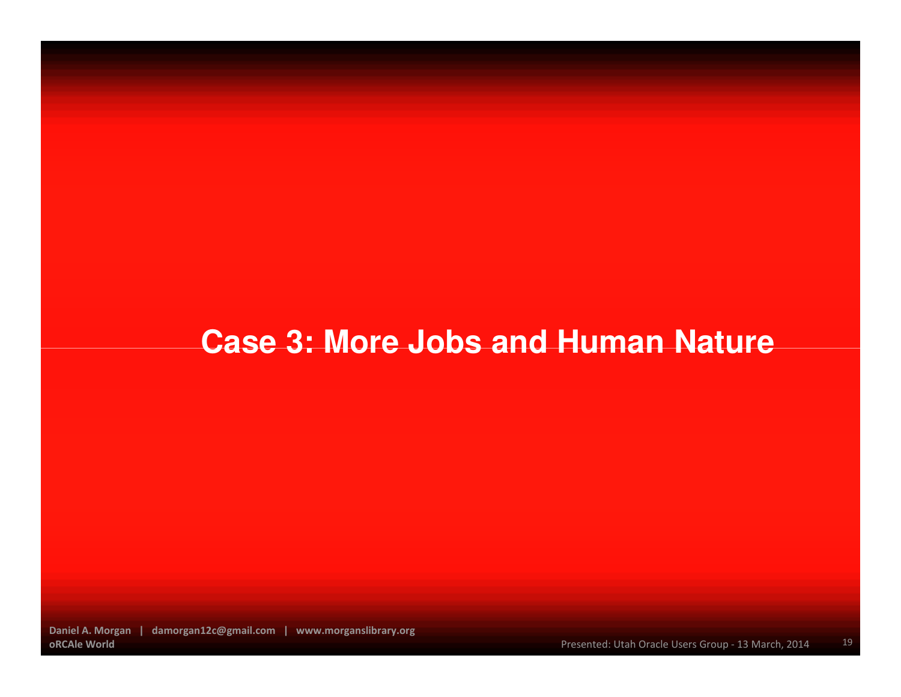# Case 3: More Jobs and Human Nature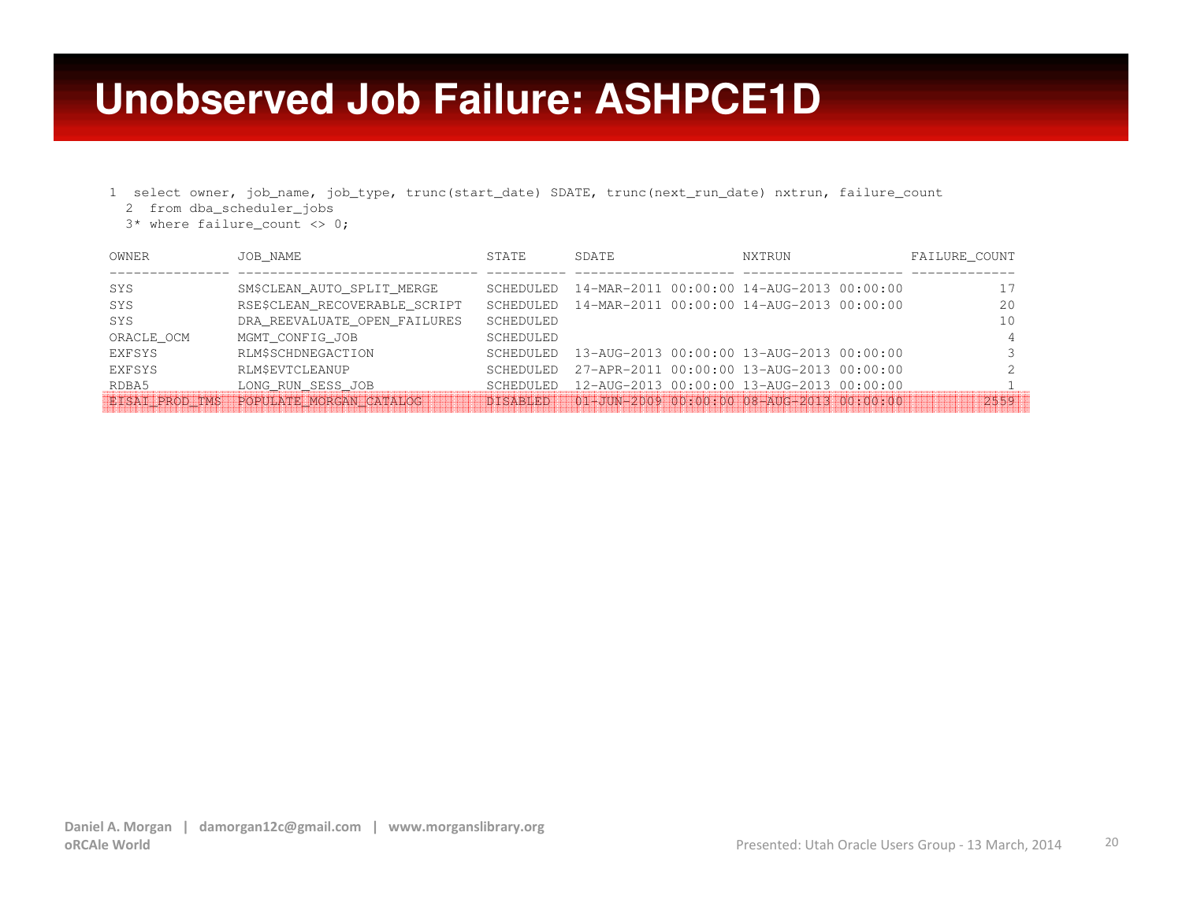# Unobserved Job Failure: ASHPCE1D

```
1  select owner, job_name, job_type, trunc(start_date) SDATE, trunc(next_run_date) nxtrun, failure_count
  2  from dba_scheduler_jobs
  3* where failure_count <> 0;
```

| OWNER | JOB_NAME | STATE | SDATE | NXTRUN | FAILURE_COUNT |
|---|---|---|---|---|---|
| SYS | SM$CLEAN_AUTO_SPLIT_MERGE | SCHEDULED | 14-MAR-2011 00:00:00 | 14-AUG-2013 00:00:00 | 17 |
| SYS | RSE$CLEAN_RECOVERABLE_SCRIPT | SCHEDULED | 14-MAR-2011 00:00:00 | 14-AUG-2013 00:00:00 | 20 |
| SYS | DRA_REEVALUATE_OPEN_FAILURES | SCHEDULED | | | 10 |
| ORACLE_OCM | MGMT_CONFIG_JOB | SCHEDULED | | | 4 |
| EXFSYS | RLM$SCHDNEGACTION | SCHEDULED | 13-AUG-2013 00:00:00 | 13-AUG-2013 00:00:00 | 3 |
| EXFSYS | RLM$EVTCLEANUP | SCHEDULED | 27-APR-2011 00:00:00 | 13-AUG-2013 00:00:00 | 2 |
| RDBA5 | LONG_RUN_SESS_JOB | SCHEDULED | 12-AUG-2013 00:00:00 | 13-AUG-2013 00:00:00 | 1 |
| EISAI_PROD_TMS | POPULATE_MORGAN_CATALOG | DISABLED | 01-JUN-2009 00:00:00 | 08-AUG-2013 00:00:00 | 2559 |

Daniel A. Morgan | damorgan12c@gmail.com | www.morganslibrary.org
oRCAle World

Presented: Utah Oracle Users Group - 13 March, 2014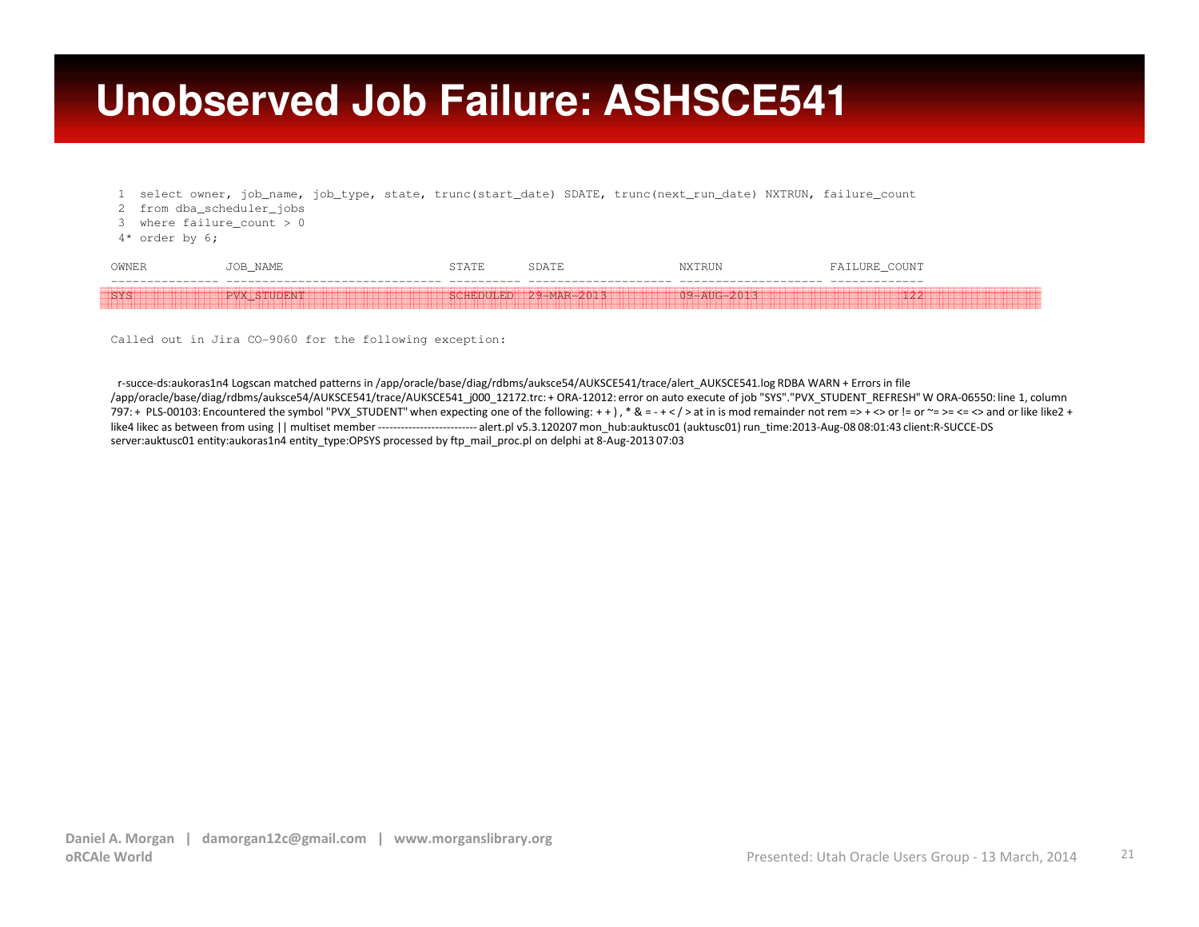# Unobserved Job Failure: ASHSCE541

```
  1  select owner, job_name, job_type, state, trunc(start_date) SDATE, trunc(next_run_date) NXTRUN, failure_count
  2  from dba_scheduler_jobs
  3  where failure_count > 0
  4* order by 6;

OWNER           JOB_NAME                        STATE      SDATE                NXTRUN               FAILURE_COUNT
--------------- ------------------------------ ---------- -------------------- -------------------- -------------
SYS             PVX_STUDENT                     SCHEDULED  29-MAR-2013          09-AUG-2013                    122
```

```
Called out in Jira CO-9060 for the following exception:
```

r-succe-ds:aukoras1n4 Logscan matched patterns in /app/oracle/base/diag/rdbms/auksce54/AUKSCE541/trace/alert_AUKSCE541.log RDBA WARN + Errors in file /app/oracle/base/diag/rdbms/auksce54/AUKSCE541/trace/AUKSCE541_j000_12172.trc: + ORA-12012: error on auto execute of job "SYS"."PVX_STUDENT_REFRESH" W ORA-06550: line 1, column 797: + PLS-00103: Encountered the symbol "PVX_STUDENT" when expecting one of the following: + + ) , * & = - + < / > at in is mod remainder not rem => + <> or != or ~= >= <= <> and or like like2 + like4 likec as between from using || multiset member -------------------------- alert.pl v5.3.120207 mon_hub:auktusc01 (auktusc01) run_time:2013-Aug-08 08:01:43 client:R-SUCCE-DS server:auktusc01 entity:aukoras1n4 entity_type:OPSYS processed by ftp_mail_proc.pl on delphi at 8-Aug-2013 07:03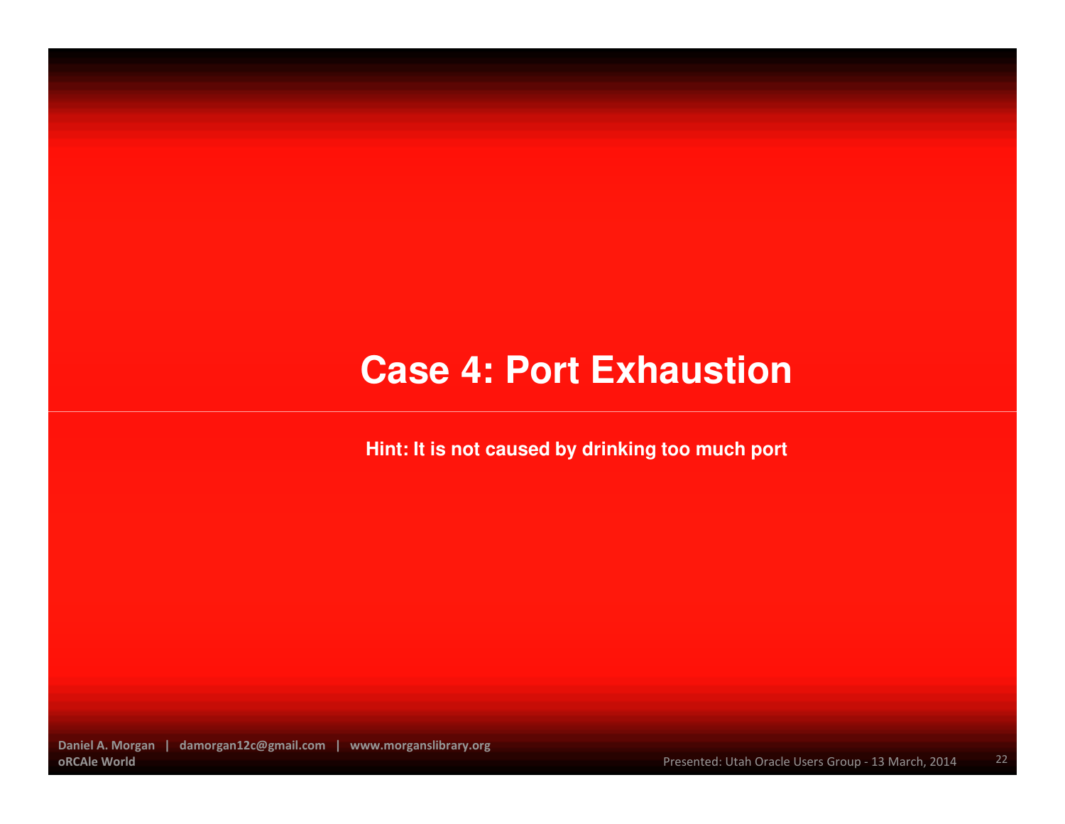# Case 4: Port Exhaustion

**Hint: It is not caused by drinking too much port**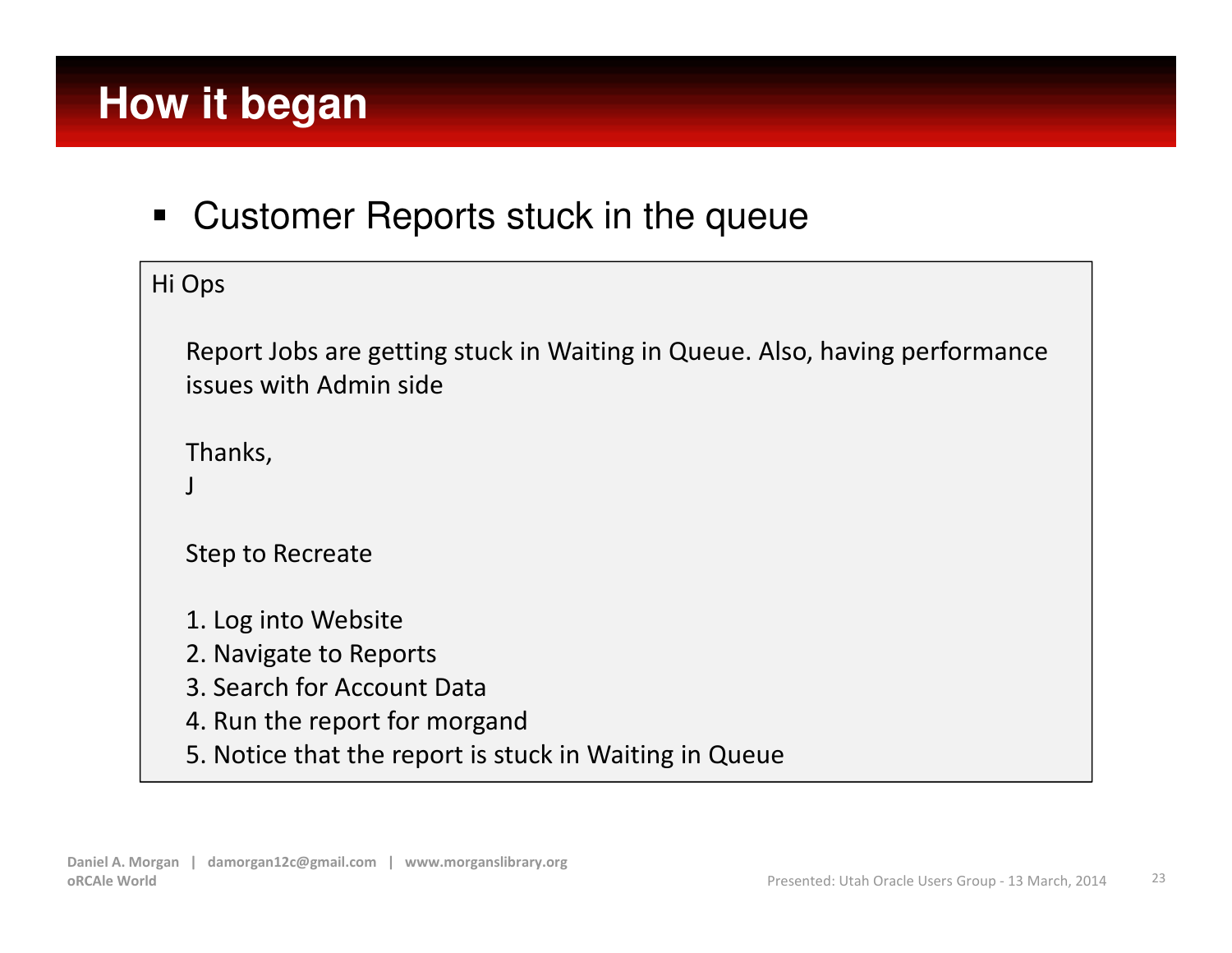# How it began

- Customer Reports stuck in the queue

> Hi Ops
>
> Report Jobs are getting stuck in Waiting in Queue. Also, having performance issues with Admin side
>
> Thanks,
> J
>
> Step to Recreate
>
> 1. Log into Website
> 2. Navigate to Reports
> 3. Search for Account Data
> 4. Run the report for morgand
> 5. Notice that the report is stuck in Waiting in Queue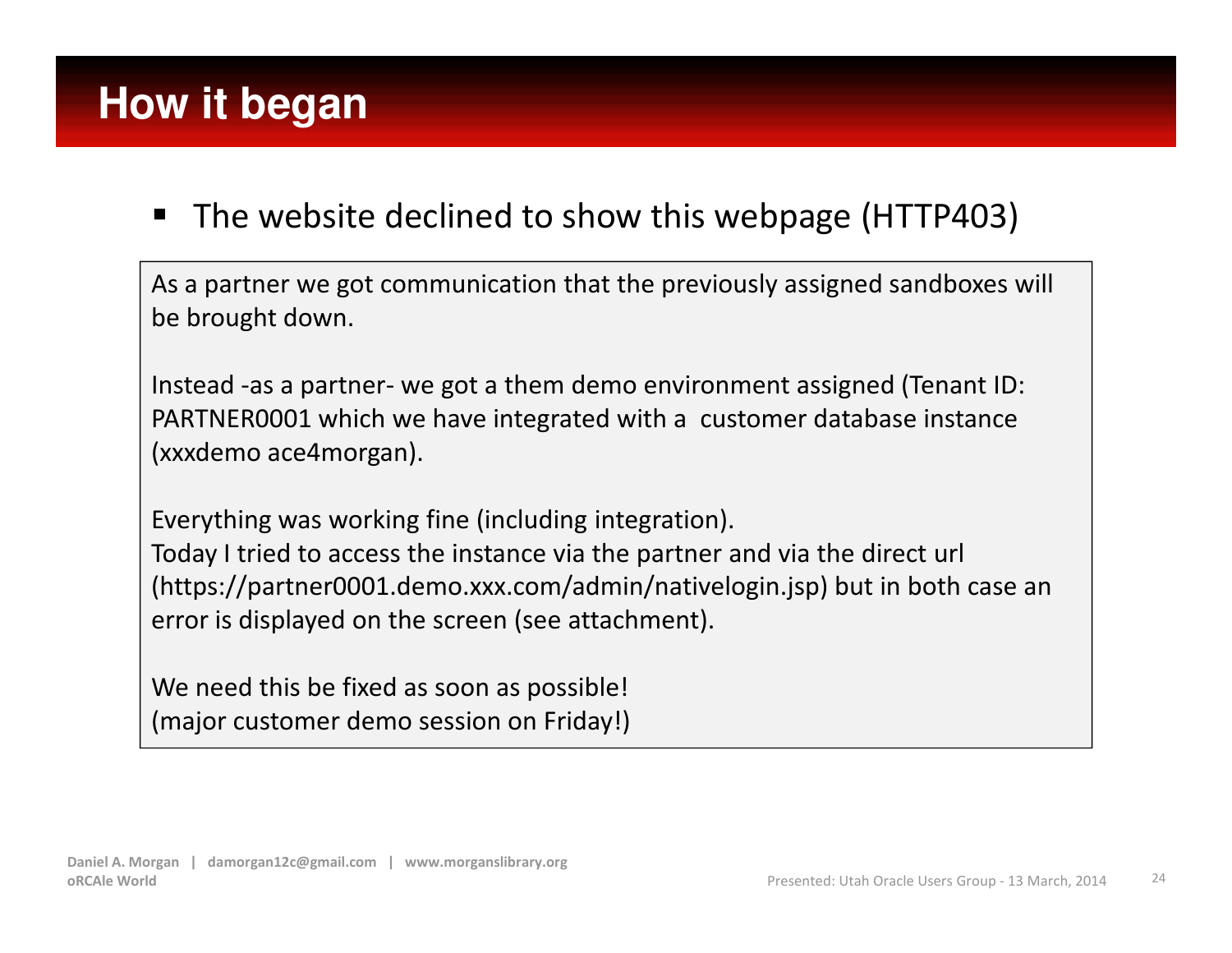# How it began

- The website declined to show this webpage (HTTP403)

> As a partner we got communication that the previously assigned sandboxes will be brought down.
>
> Instead -as a partner- we got a them demo environment assigned (Tenant ID: PARTNER0001 which we have integrated with a  customer database instance (xxxdemo ace4morgan).
>
> Everything was working fine (including integration).
> Today I tried to access the instance via the partner and via the direct url (https://partner0001.demo.xxx.com/admin/nativelogin.jsp) but in both case an error is displayed on the screen (see attachment).
>
> We need this be fixed as soon as possible!
> (major customer demo session on Friday!)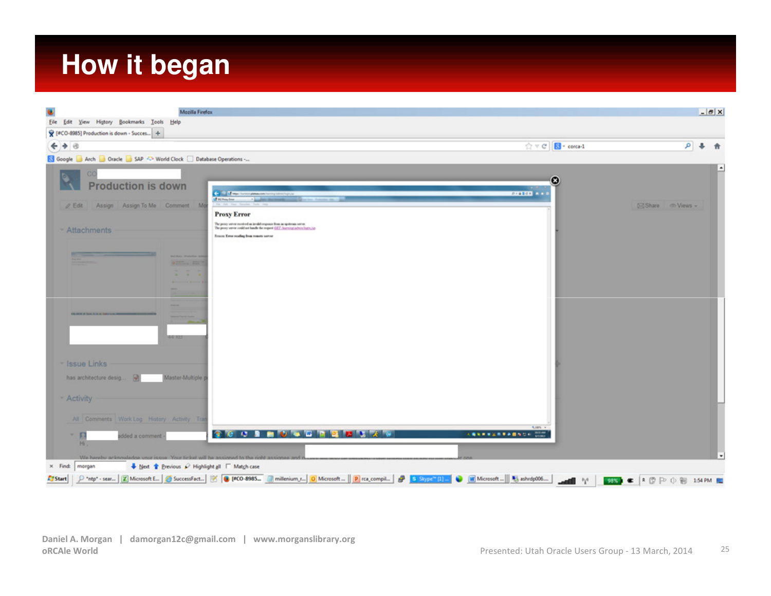# How it began

Production is down

Proxy Error

The proxy server received an invalid response from an upstream server.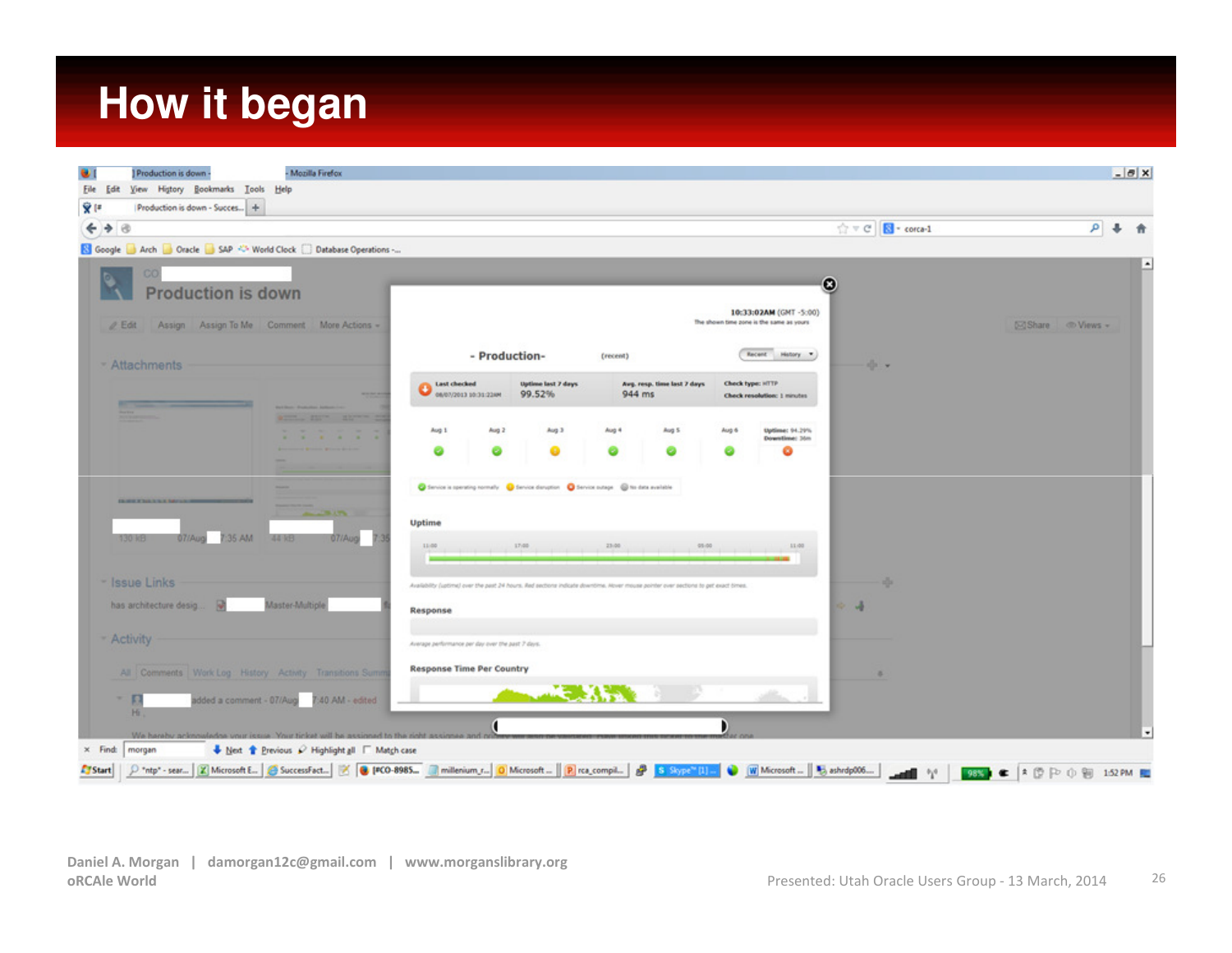# How it began

Production is down

- Production -

| Last checked | Uptime last 7 days | Avg. resp. time last 7 days | Check type: HTTP |
| --- | --- | --- | --- |
| 08/07/2013 10:31:22AM | 99.52% | 944 ms | Check resolution: 1 minutes |

Uptime

Response

Response Time Per Country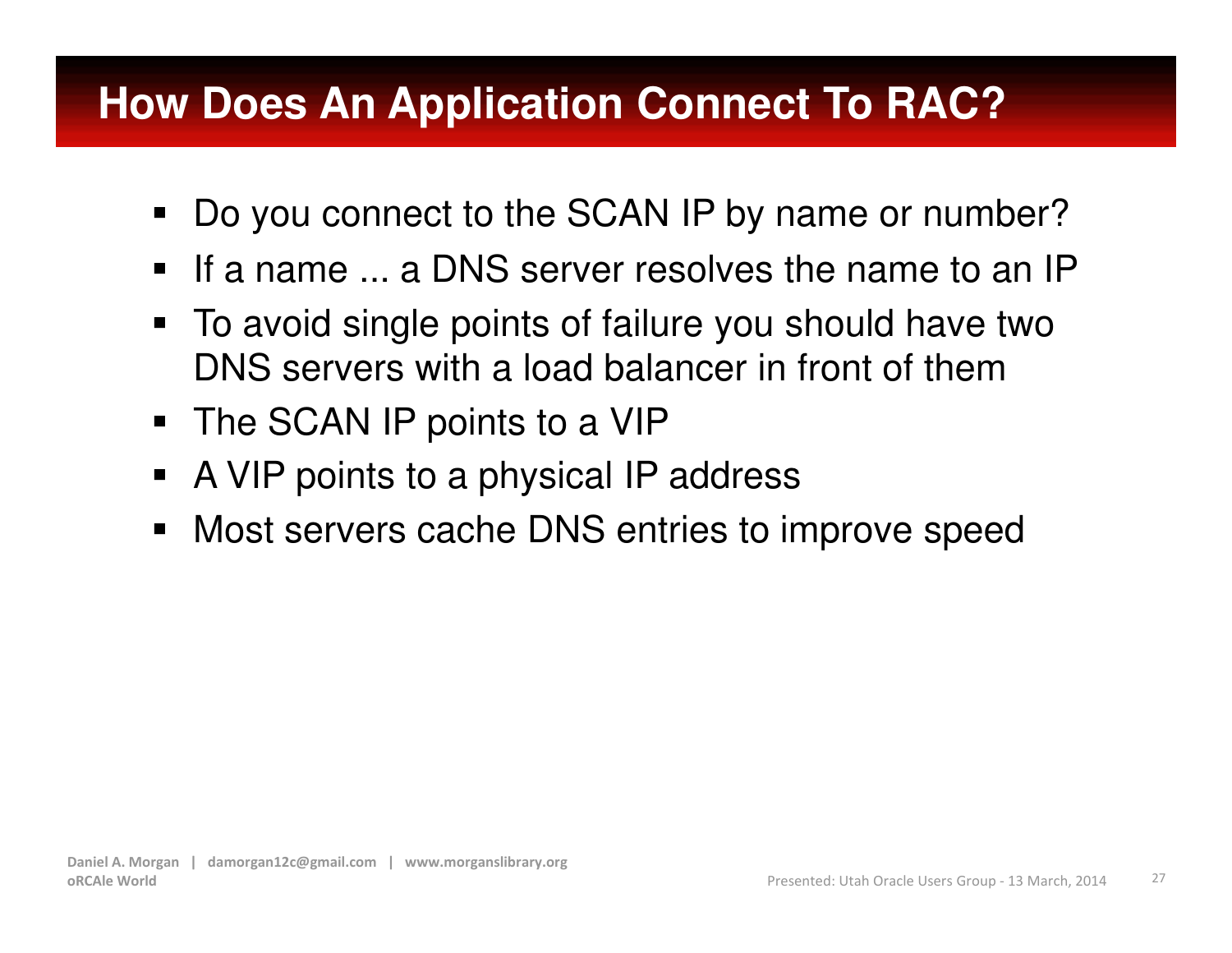# How Does An Application Connect To RAC?

- Do you connect to the SCAN IP by name or number?
- If a name ... a DNS server resolves the name to an IP
- To avoid single points of failure you should have two DNS servers with a load balancer in front of them
- The SCAN IP points to a VIP
- A VIP points to a physical IP address
- Most servers cache DNS entries to improve speed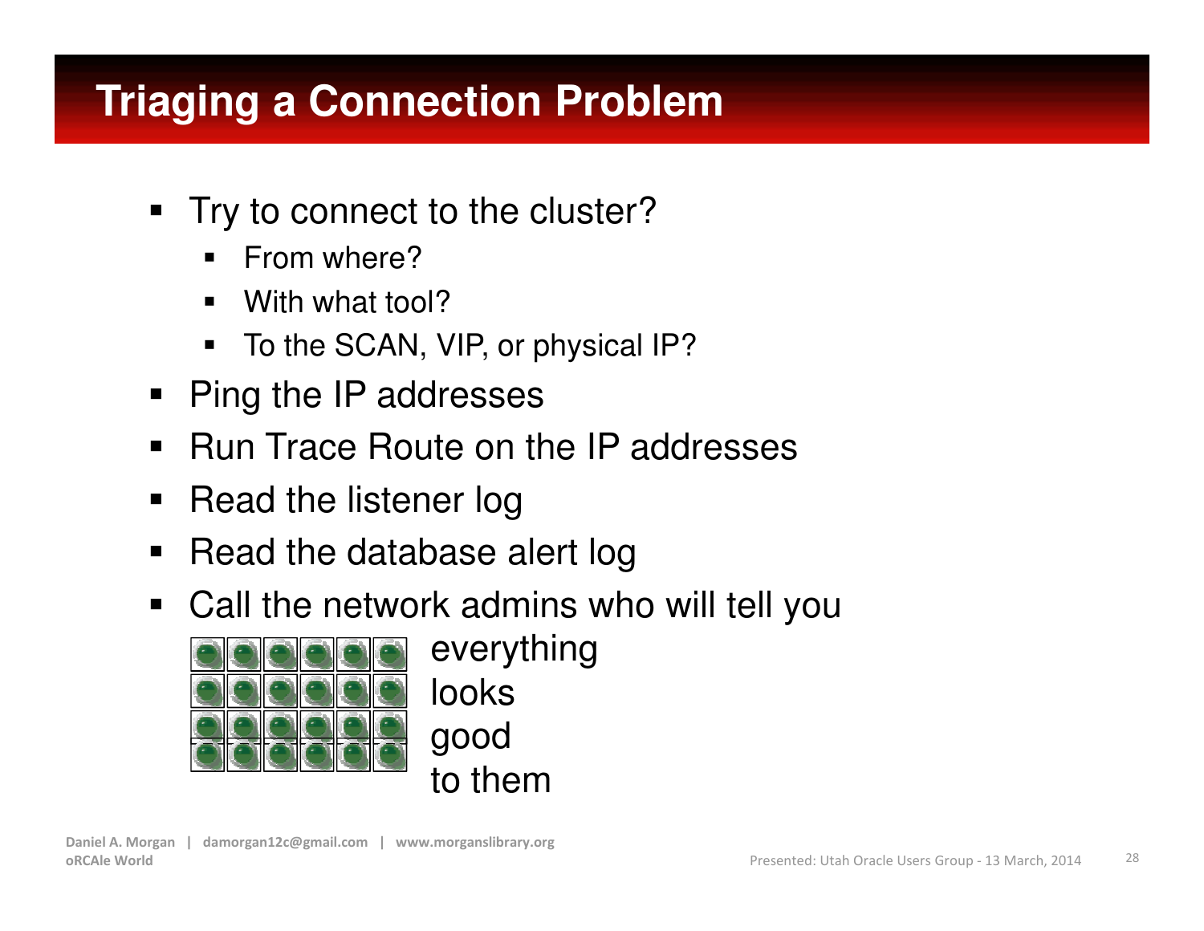# Triaging a Connection Problem

- Try to connect to the cluster?
  - From where?
  - With what tool?
  - To the SCAN, VIP, or physical IP?
- Ping the IP addresses
- Run Trace Route on the IP addresses
- Read the listener log
- Read the database alert log
- Call the network admins who will tell you

everything
looks
good
to them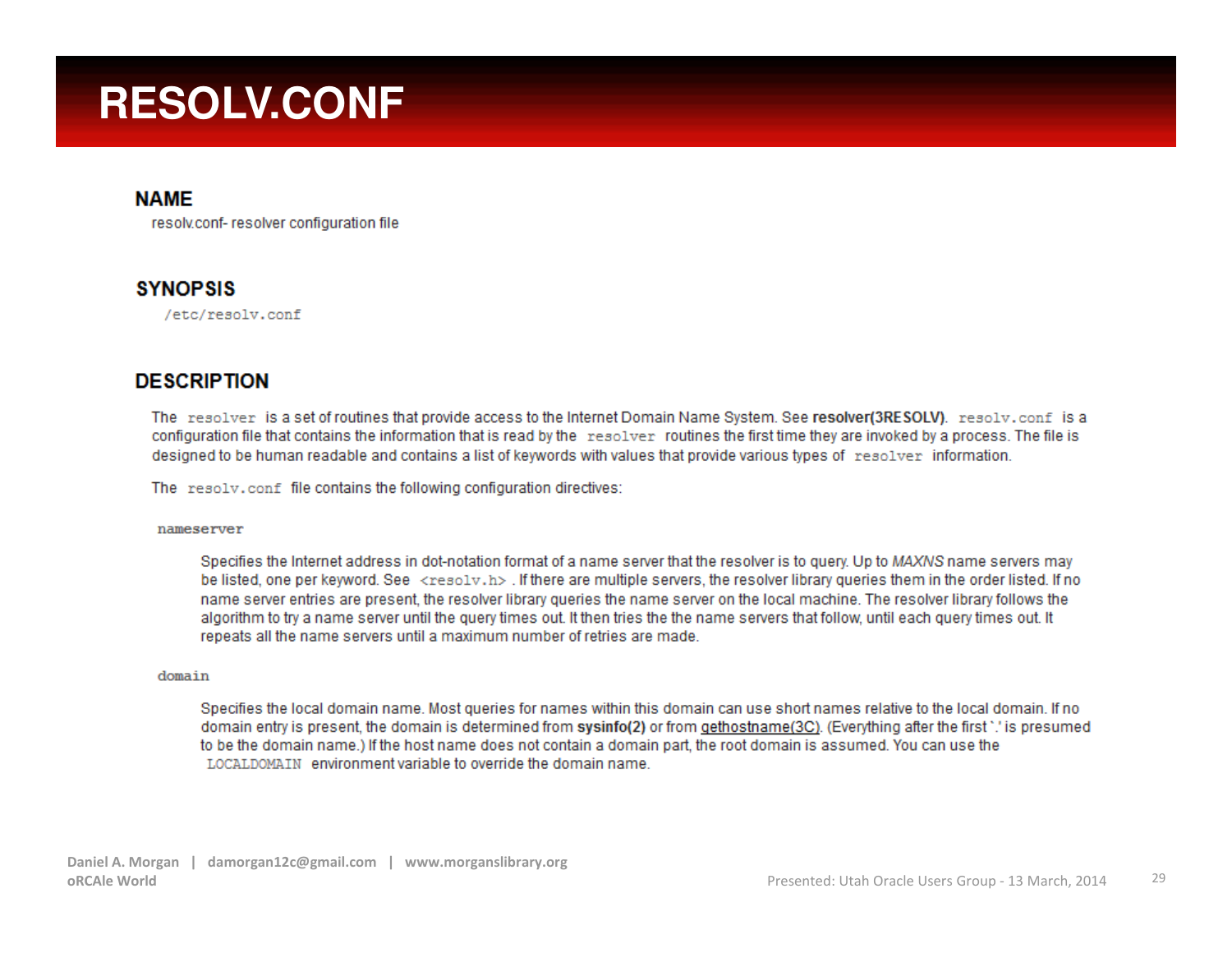# RESOLV.CONF

## NAME

resolv.conf- resolver configuration file

## SYNOPSIS

`/etc/resolv.conf`

## DESCRIPTION

The `resolver` is a set of routines that provide access to the Internet Domain Name System. See **resolver(3RESOLV)**. `resolv.conf` is a configuration file that contains the information that is read by the `resolver` routines the first time they are invoked by a process. The file is designed to be human readable and contains a list of keywords with values that provide various types of `resolver` information.

The `resolv.conf` file contains the following configuration directives:

`nameserver`

Specifies the Internet address in dot-notation format of a name server that the resolver is to query. Up to *MAXNS* name servers may be listed, one per keyword. See `<resolv.h>`. If there are multiple servers, the resolver library queries them in the order listed. If no name server entries are present, the resolver library queries the name server on the local machine. The resolver library follows the algorithm to try a name server until the query times out. It then tries the the name servers that follow, until each query times out. It repeats all the name servers until a maximum number of retries are made.

`domain`

Specifies the local domain name. Most queries for names within this domain can use short names relative to the local domain. If no domain entry is present, the domain is determined from **sysinfo(2)** or from gethostname(3C). (Everything after the first `.' is presumed to be the domain name.) If the host name does not contain a domain part, the root domain is assumed. You can use the `LOCALDOMAIN` environment variable to override the domain name.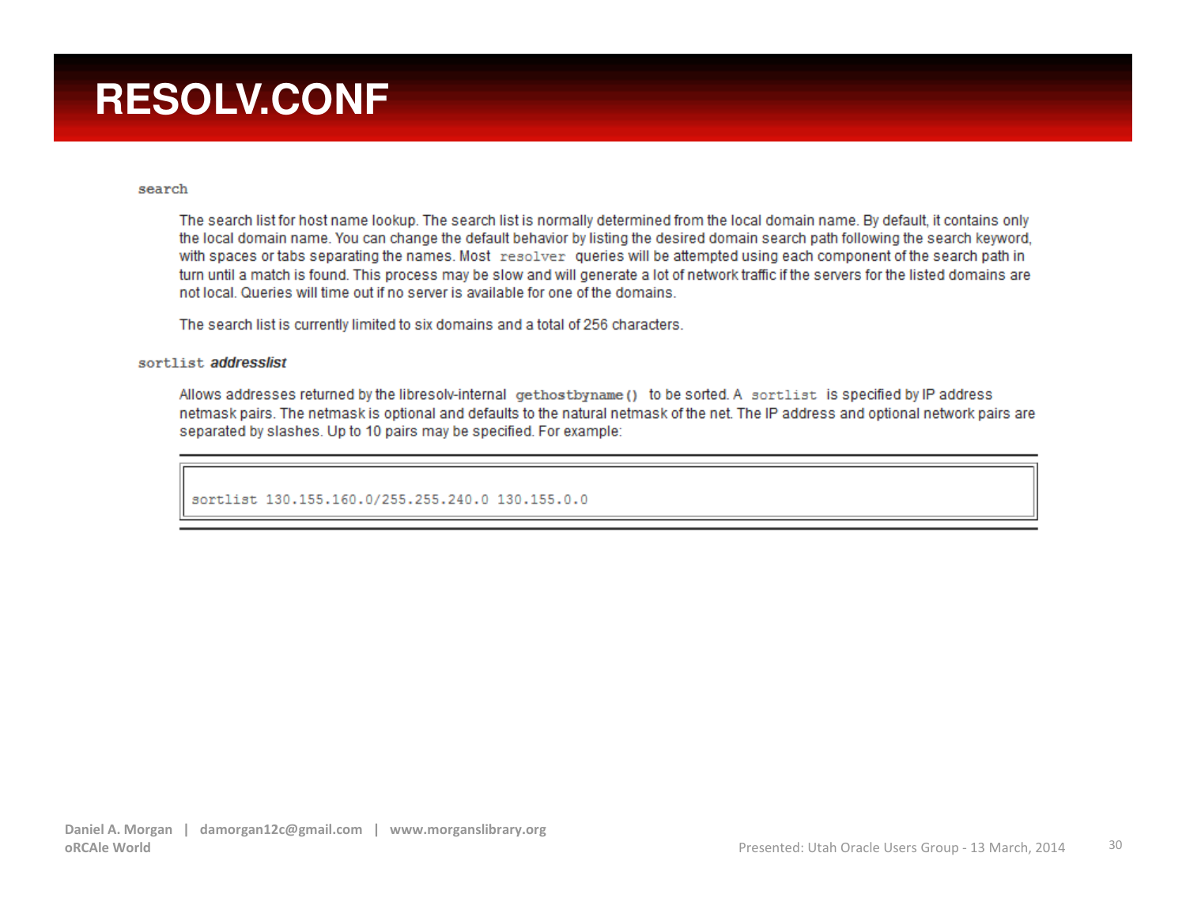# RESOLV.CONF

`search`

The search list for host name lookup. The search list is normally determined from the local domain name. By default, it contains only the local domain name. You can change the default behavior by listing the desired domain search path following the search keyword, with spaces or tabs separating the names. Most `resolver` queries will be attempted using each component of the search path in turn until a match is found. This process may be slow and will generate a lot of network traffic if the servers for the listed domains are not local. Queries will time out if no server is available for one of the domains.

The search list is currently limited to six domains and a total of 256 characters.

`sortlist` ***addresslist***

Allows addresses returned by the libresolv-internal `gethostbyname()` to be sorted. A `sortlist` is specified by IP address netmask pairs. The netmask is optional and defaults to the natural netmask of the net. The IP address and optional network pairs are separated by slashes. Up to 10 pairs may be specified. For example:

```
sortlist 130.155.160.0/255.255.240.0 130.155.0.0
```

Daniel A. Morgan | damorgan12c@gmail.com | www.morganslibrary.org
oRCAle World

Presented: Utah Oracle Users Group - 13 March, 2014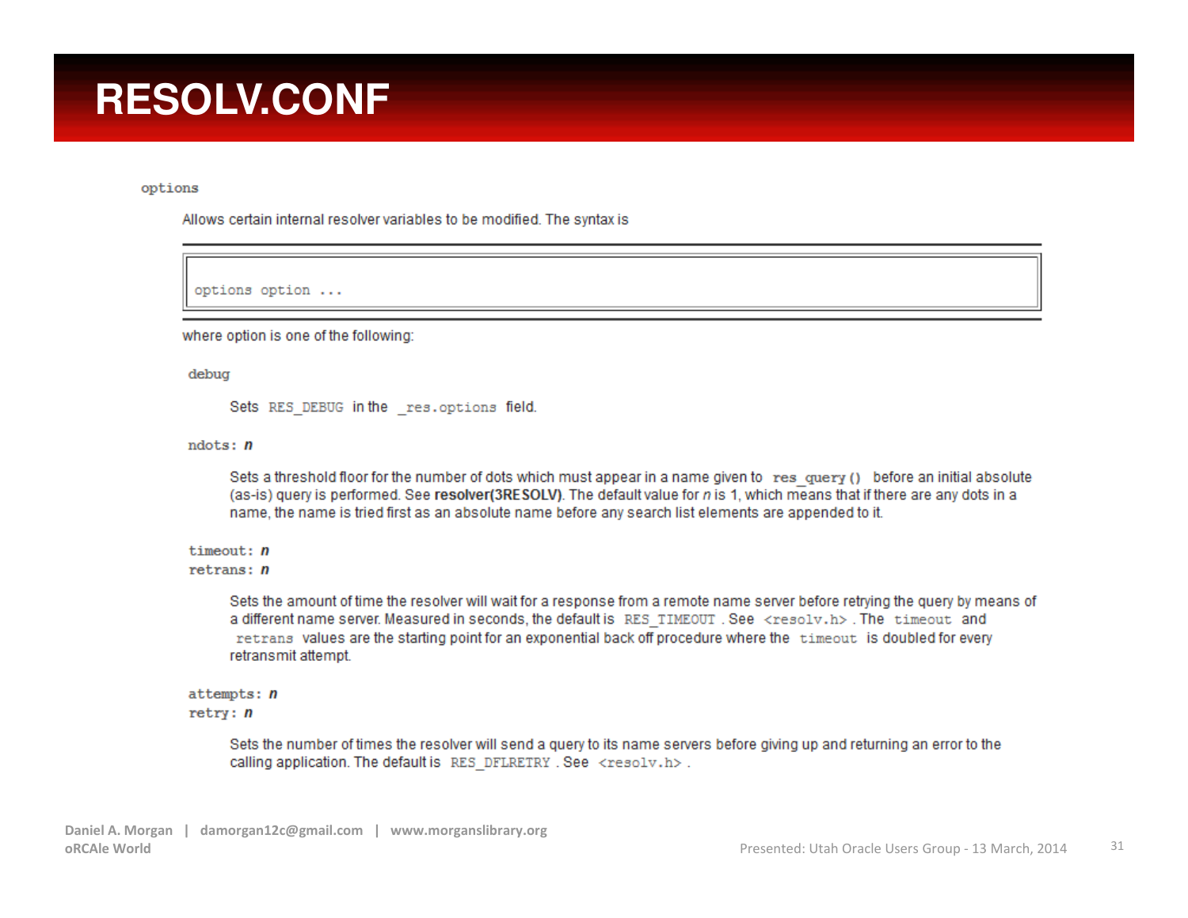# RESOLV.CONF

`options`

Allows certain internal resolver variables to be modified. The syntax is

```
options option ...
```

where option is one of the following:

`debug`

Sets `RES_DEBUG` in the `_res.options` field.

`ndots:` ***n***

Sets a threshold floor for the number of dots which must appear in a name given to `res_query()` before an initial absolute (as-is) query is performed. See **resolver(3RESOLV)**. The default value for *n* is 1, which means that if there are any dots in a name, the name is tried first as an absolute name before any search list elements are appended to it.

`timeout:` ***n***
`retrans:` ***n***

Sets the amount of time the resolver will wait for a response from a remote name server before retrying the query by means of a different name server. Measured in seconds, the default is `RES_TIMEOUT`. See `<resolv.h>`. The `timeout` and `retrans` values are the starting point for an exponential back off procedure where the `timeout` is doubled for every retransmit attempt.

`attempts:` ***n***
`retry:` ***n***

Sets the number of times the resolver will send a query to its name servers before giving up and returning an error to the calling application. The default is `RES_DFLRETRY`. See `<resolv.h>`.

Daniel A. Morgan | damorgan12c@gmail.com | www.morganslibrary.org
oRCAle World

Presented: Utah Oracle Users Group - 13 March, 2014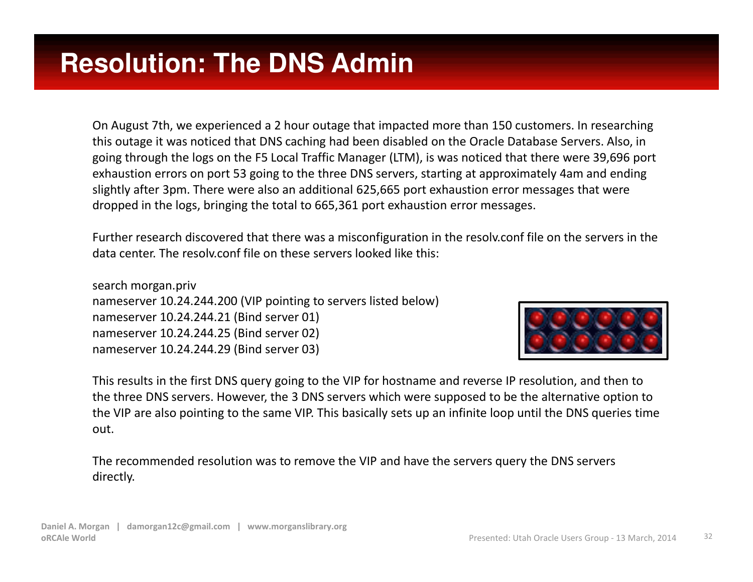# Resolution: The DNS Admin

On August 7th, we experienced a 2 hour outage that impacted more than 150 customers. In researching this outage it was noticed that DNS caching had been disabled on the Oracle Database Servers. Also, in going through the logs on the F5 Local Traffic Manager (LTM), is was noticed that there were 39,696 port exhaustion errors on port 53 going to the three DNS servers, starting at approximately 4am and ending slightly after 3pm. There were also an additional 625,665 port exhaustion error messages that were dropped in the logs, bringing the total to 665,361 port exhaustion error messages.

Further research discovered that there was a misconfiguration in the resolv.conf file on the servers in the data center. The resolv.conf file on these servers looked like this:

search morgan.priv
nameserver 10.24.244.200 (VIP pointing to servers listed below)
nameserver 10.24.244.21 (Bind server 01)
nameserver 10.24.244.25 (Bind server 02)
nameserver 10.24.244.29 (Bind server 03)

This results in the first DNS query going to the VIP for hostname and reverse IP resolution, and then to the three DNS servers. However, the 3 DNS servers which were supposed to be the alternative option to the VIP are also pointing to the same VIP. This basically sets up an infinite loop until the DNS queries time out.

The recommended resolution was to remove the VIP and have the servers query the DNS servers directly.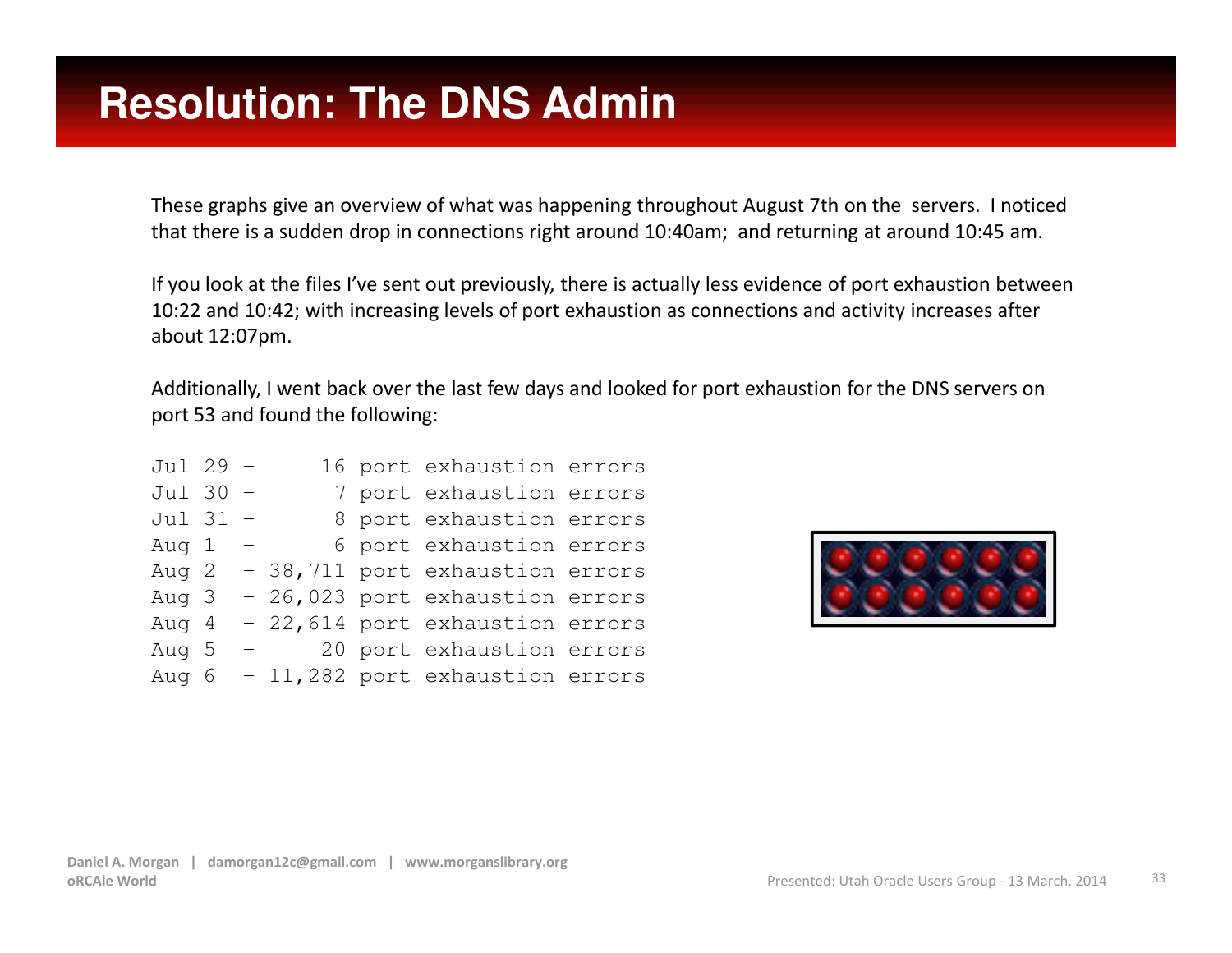# Resolution: The DNS Admin

These graphs give an overview of what was happening throughout August 7th on the servers. I noticed that there is a sudden drop in connections right around 10:40am; and returning at around 10:45 am.

If you look at the files I've sent out previously, there is actually less evidence of port exhaustion between 10:22 and 10:42; with increasing levels of port exhaustion as connections and activity increases after about 12:07pm.

Additionally, I went back over the last few days and looked for port exhaustion for the DNS servers on port 53 and found the following:

```
Jul 29 -     16 port exhaustion errors
Jul 30 -      7 port exhaustion errors
Jul 31 -      8 port exhaustion errors
Aug 1  -      6 port exhaustion errors
Aug 2  - 38,711 port exhaustion errors
Aug 3  - 26,023 port exhaustion errors
Aug 4  - 22,614 port exhaustion errors
Aug 5  -     20 port exhaustion errors
Aug 6  - 11,282 port exhaustion errors
```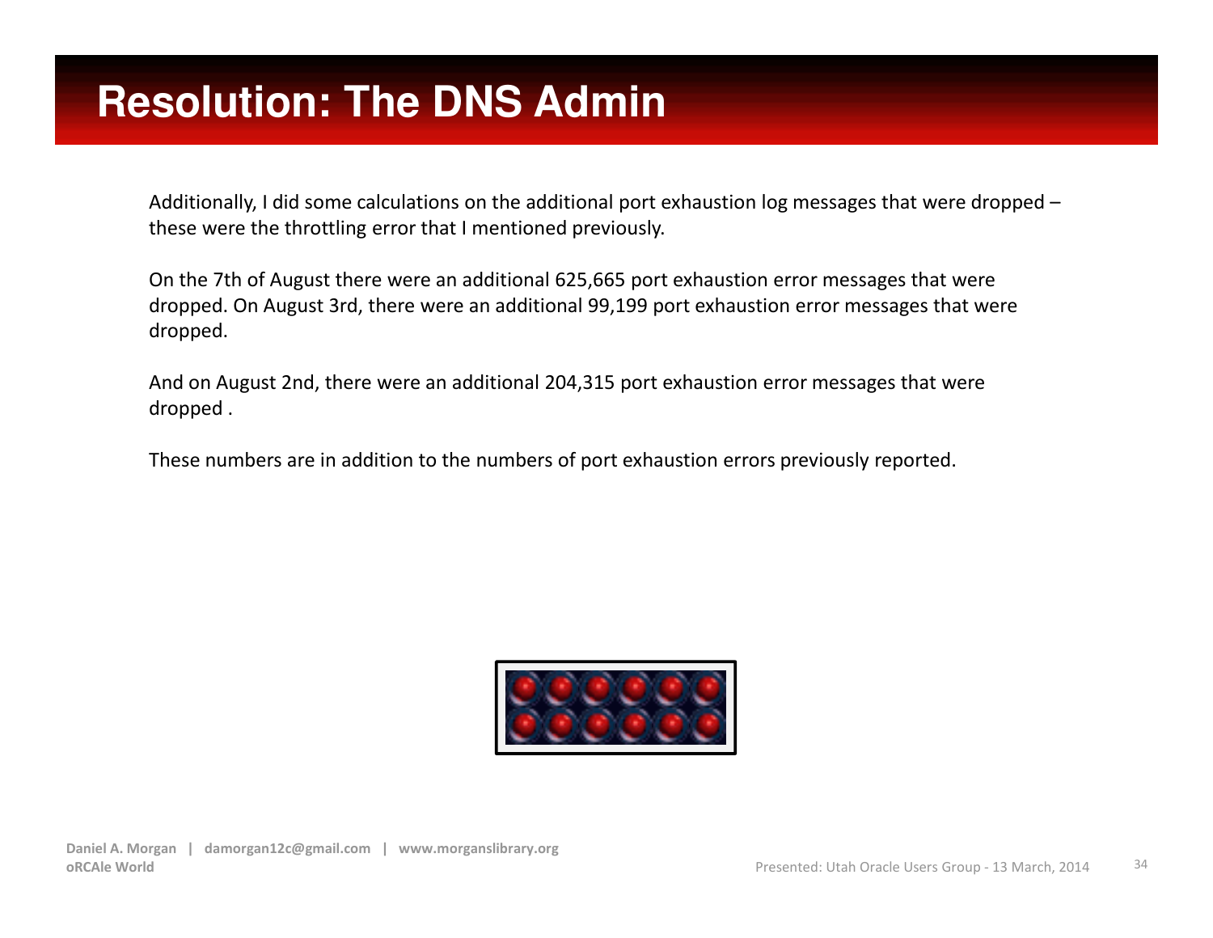# Resolution: The DNS Admin

Additionally, I did some calculations on the additional port exhaustion log messages that were dropped – these were the throttling error that I mentioned previously.

On the 7th of August there were an additional 625,665 port exhaustion error messages that were dropped. On August 3rd, there were an additional 99,199 port exhaustion error messages that were dropped.

And on August 2nd, there were an additional 204,315 port exhaustion error messages that were dropped .

These numbers are in addition to the numbers of port exhaustion errors previously reported.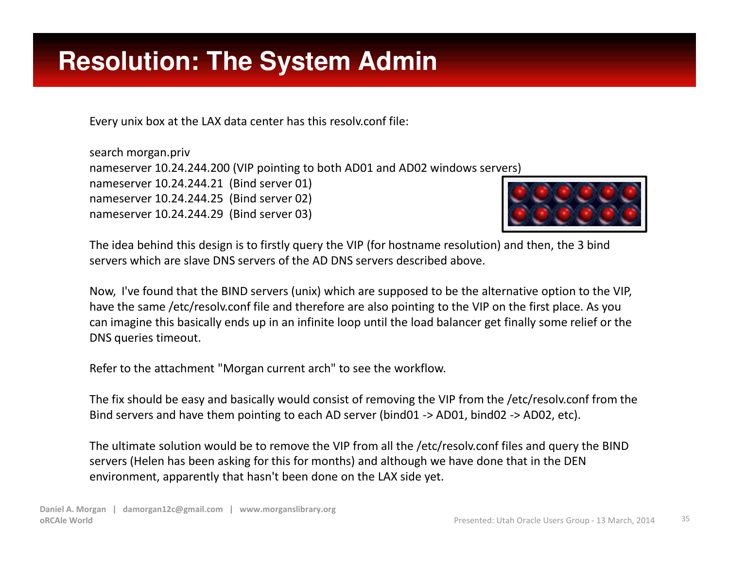# Resolution: The System Admin

Every unix box at the LAX data center has this resolv.conf file:

search morgan.priv
nameserver 10.24.244.200 (VIP pointing to both AD01 and AD02 windows servers)
nameserver 10.24.244.21 (Bind server 01)
nameserver 10.24.244.25 (Bind server 02)
nameserver 10.24.244.29 (Bind server 03)

The idea behind this design is to firstly query the VIP (for hostname resolution) and then, the 3 bind servers which are slave DNS servers of the AD DNS servers described above.

Now, I've found that the BIND servers (unix) which are supposed to be the alternative option to the VIP, have the same /etc/resolv.conf file and therefore are also pointing to the VIP on the first place. As you can imagine this basically ends up in an infinite loop until the load balancer get finally some relief or the DNS queries timeout.

Refer to the attachment "Morgan current arch" to see the workflow.

The fix should be easy and basically would consist of removing the VIP from the /etc/resolv.conf from the Bind servers and have them pointing to each AD server (bind01 -> AD01, bind02 -> AD02, etc).

The ultimate solution would be to remove the VIP from all the /etc/resolv.conf files and query the BIND servers (Helen has been asking for this for months) and although we have done that in the DEN environment, apparently that hasn't been done on the LAX side yet.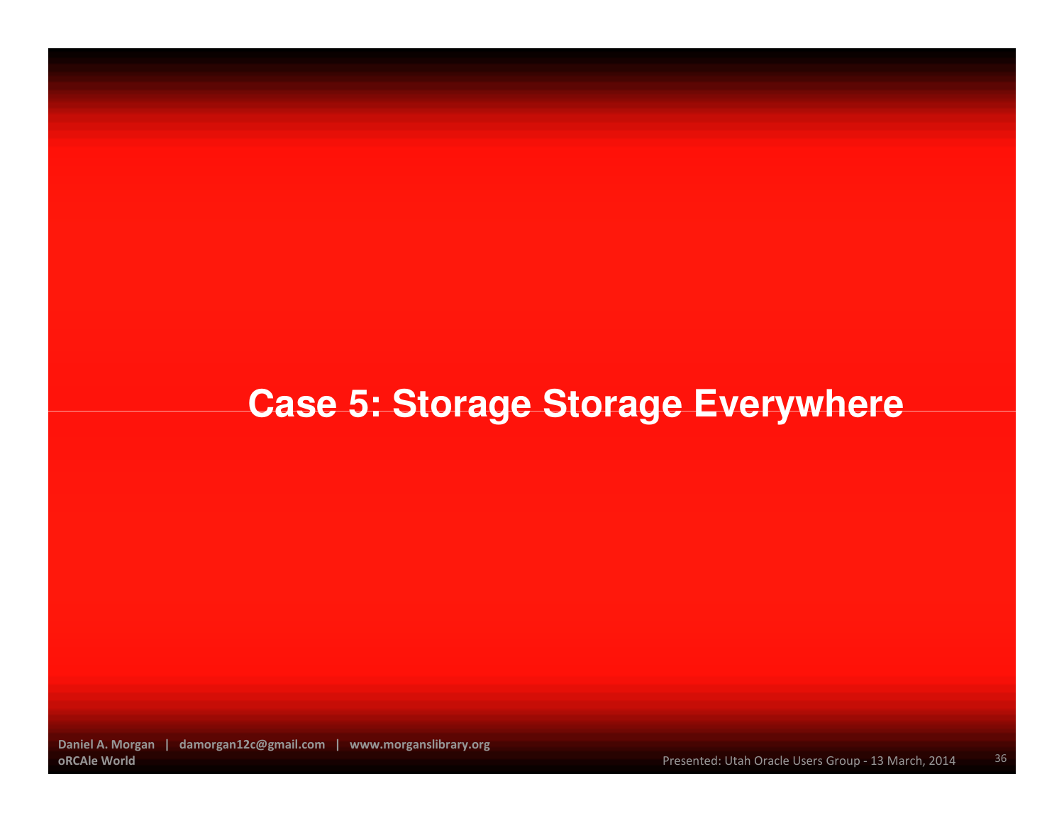# Case 5: Storage Storage Everywhere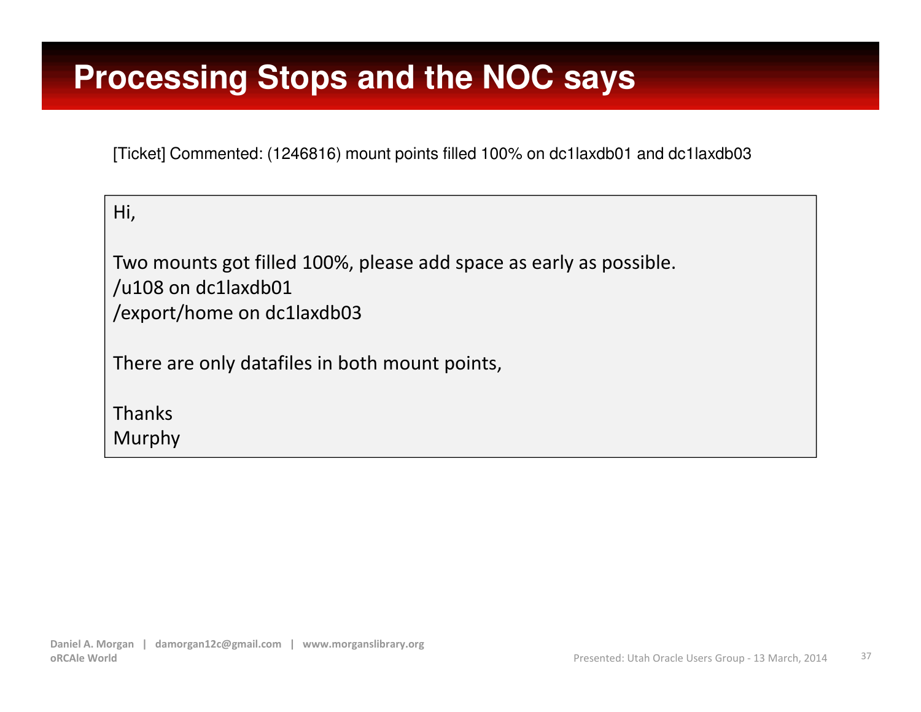# Processing Stops and the NOC says

[Ticket] Commented: (1246816) mount points filled 100% on dc1laxdb01 and dc1laxdb03

> Hi,
>
> Two mounts got filled 100%, please add space as early as possible.
> /u108 on dc1laxdb01
> /export/home on dc1laxdb03
>
> There are only datafiles in both mount points,
>
> Thanks
> Murphy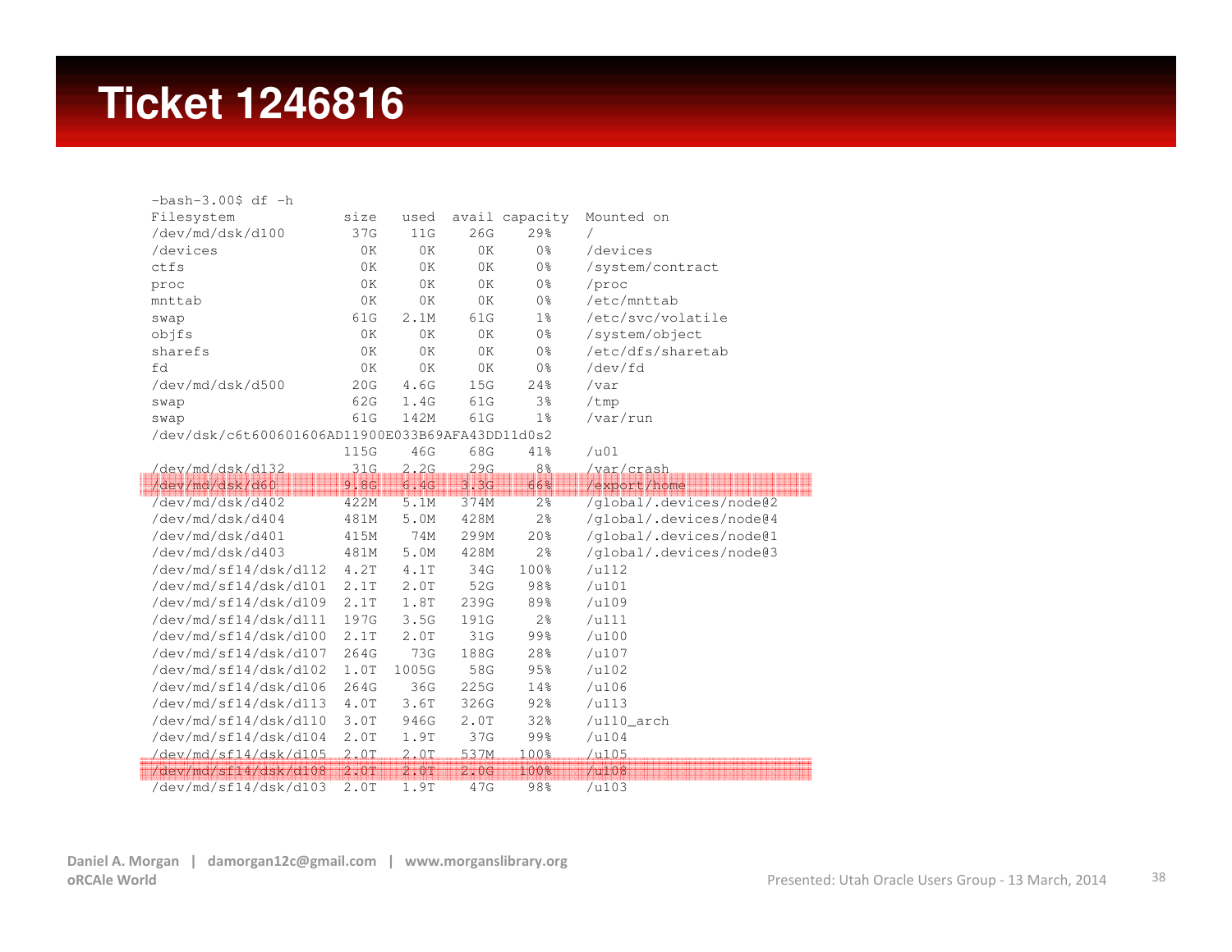# Ticket 1246816

```
-bash-3.00$ df -h
Filesystem             size   used  avail capacity  Mounted on
/dev/md/dsk/d100        37G    11G    26G    29%    /
/devices                 0K     0K     0K     0%    /devices
ctfs                     0K     0K     0K     0%    /system/contract
proc                     0K     0K     0K     0%    /proc
mnttab                   0K     0K     0K     0%    /etc/mnttab
swap                    61G   2.1M    61G     1%    /etc/svc/volatile
objfs                    0K     0K     0K     0%    /system/object
sharefs                  0K     0K     0K     0%    /etc/dfs/sharetab
fd                       0K     0K     0K     0%    /dev/fd
/dev/md/dsk/d500        20G   4.6G    15G    24%    /var
swap                    62G   1.4G    61G     3%    /tmp
swap                    61G   142M    61G     1%    /var/run
/dev/dsk/c6t600601606AD11900E033B69AFA43DD11d0s2
                       115G    46G    68G    41%    /u01
/dev/md/dsk/d132        31G   2.2G    29G     8%    /var/crash
/dev/md/dsk/d60        9.8G   6.4G   3.3G    66%    /export/home
/dev/md/dsk/d402       422M   5.1M   374M     2%    /global/.devices/node@2
/dev/md/dsk/d404       481M   5.0M   428M     2%    /global/.devices/node@4
/dev/md/dsk/d401       415M    74M   299M    20%    /global/.devices/node@1
/dev/md/dsk/d403       481M   5.0M   428M     2%    /global/.devices/node@3
/dev/md/sf14/dsk/d112  4.2T   4.1T    34G   100%    /u112
/dev/md/sf14/dsk/d101  2.1T   2.0T    52G    98%    /u101
/dev/md/sf14/dsk/d109  2.1T   1.8T   239G    89%    /u109
/dev/md/sf14/dsk/d111  197G   3.5G   191G     2%    /u111
/dev/md/sf14/dsk/d100  2.1T   2.0T    31G    99%    /u100
/dev/md/sf14/dsk/d107  264G    73G   188G    28%    /u107
/dev/md/sf14/dsk/d102  1.0T  1005G    58G    95%    /u102
/dev/md/sf14/dsk/d106  264G    36G   225G    14%    /u106
/dev/md/sf14/dsk/d113  4.0T   3.6T   326G    92%    /u113
/dev/md/sf14/dsk/d110  3.0T   946G   2.0T    32%    /u110_arch
/dev/md/sf14/dsk/d104  2.0T   1.9T    37G    99%    /u104
/dev/md/sf14/dsk/d105  2.0T   2.0T   537M   100%    /u105
/dev/md/sf14/dsk/d108  2.0T   2.0T   2.0G   100%    /u108
/dev/md/sf14/dsk/d103  2.0T   1.9T    47G    98%    /u103
```

Daniel A. Morgan | damorgan12c@gmail.com | www.morganslibrary.org
oRCAle World

Presented: Utah Oracle Users Group - 13 March, 2014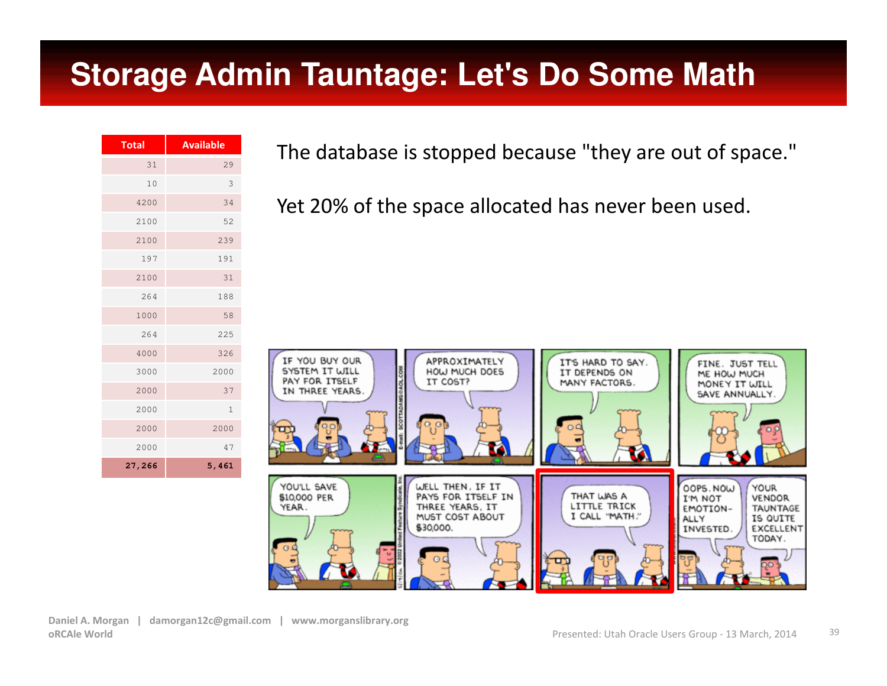# Storage Admin Tauntage: Let's Do Some Math

| Total | Available |
|---|---|
| 31 | 29 |
| 10 | 3 |
| 4200 | 34 |
| 2100 | 52 |
| 2100 | 239 |
| 197 | 191 |
| 2100 | 31 |
| 264 | 188 |
| 1000 | 58 |
| 264 | 225 |
| 4000 | 326 |
| 3000 | 2000 |
| 2000 | 37 |
| 2000 | 1 |
| 2000 | 2000 |
| 2000 | 47 |
| 27,266 | 5,461 |

The database is stopped because "they are out of space."

Yet 20% of the space allocated has never been used.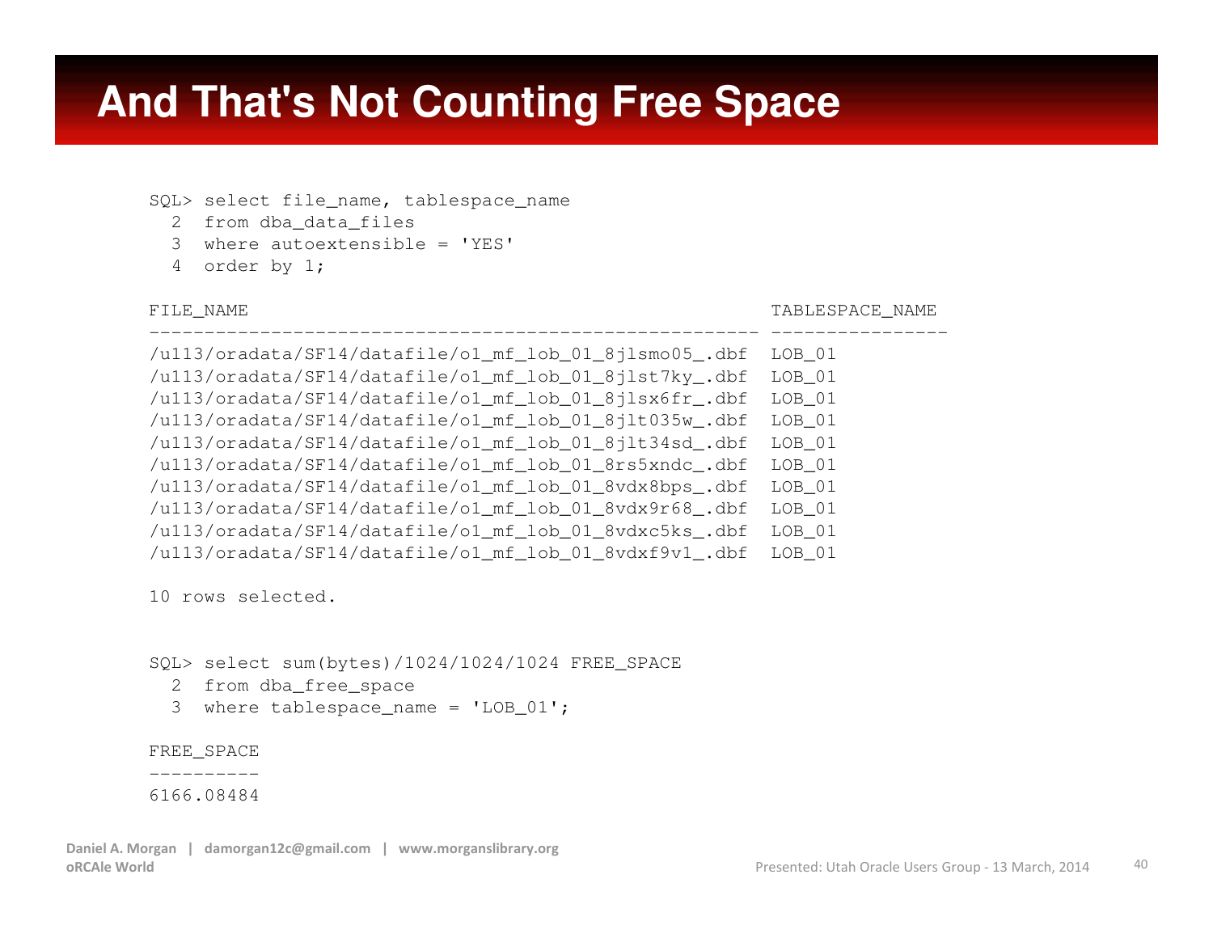# And That's Not Counting Free Space

```
SQL> select file_name, tablespace_name
  2  from dba_data_files
  3  where autoextensible = 'YES'
  4  order by 1;

FILE_NAME                                               TABLESPACE_NAME
------------------------------------------------------- ----------------
/u113/oradata/SF14/datafile/o1_mf_lob_01_8jlsmo05_.dbf  LOB_01
/u113/oradata/SF14/datafile/o1_mf_lob_01_8jlst7ky_.dbf  LOB_01
/u113/oradata/SF14/datafile/o1_mf_lob_01_8jlsx6fr_.dbf  LOB_01
/u113/oradata/SF14/datafile/o1_mf_lob_01_8jlt035w_.dbf  LOB_01
/u113/oradata/SF14/datafile/o1_mf_lob_01_8jlt34sd_.dbf  LOB_01
/u113/oradata/SF14/datafile/o1_mf_lob_01_8rs5xndc_.dbf  LOB_01
/u113/oradata/SF14/datafile/o1_mf_lob_01_8vdx8bps_.dbf  LOB_01
/u113/oradata/SF14/datafile/o1_mf_lob_01_8vdx9r68_.dbf  LOB_01
/u113/oradata/SF14/datafile/o1_mf_lob_01_8vdxc5ks_.dbf  LOB_01
/u113/oradata/SF14/datafile/o1_mf_lob_01_8vdxf9v1_.dbf  LOB_01

10 rows selected.


SQL> select sum(bytes)/1024/1024/1024 FREE_SPACE
  2  from dba_free_space
  3  where tablespace_name = 'LOB_01';

FREE_SPACE
----------
6166.08484
```

**Daniel A. Morgan | damorgan12c@gmail.com | www.morganslibrary.org**
**oRCAle World**

Presented: Utah Oracle Users Group - 13 March, 2014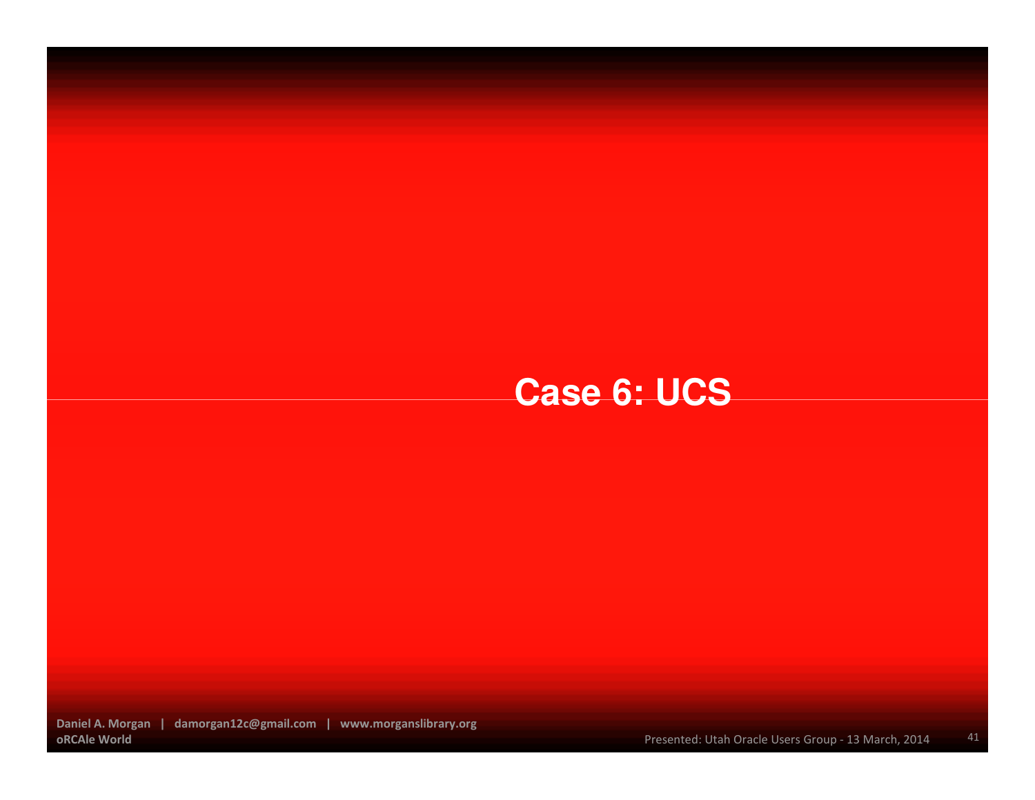# Case 6: UCS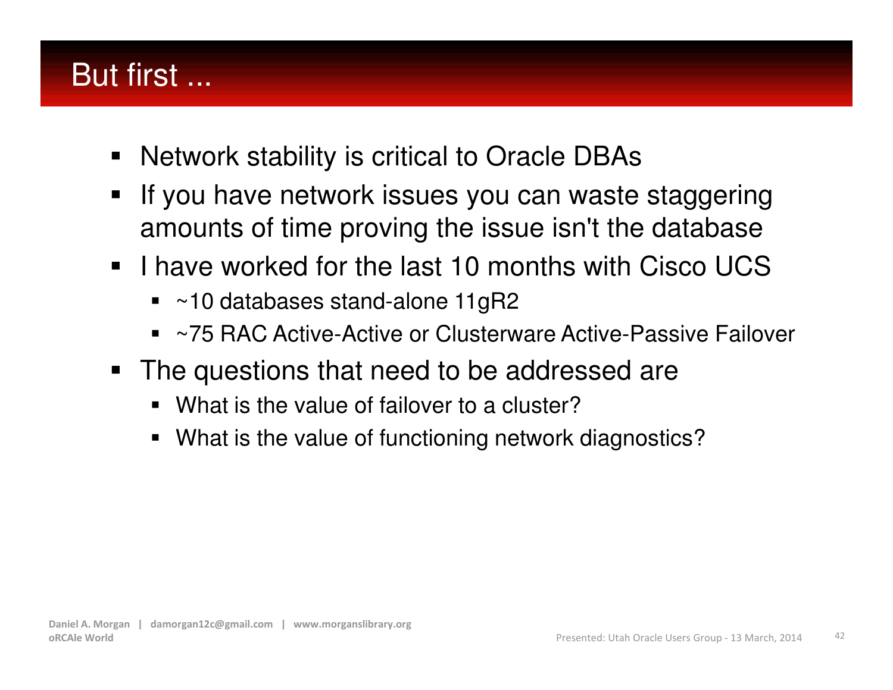# But first ...

- Network stability is critical to Oracle DBAs
- If you have network issues you can waste staggering amounts of time proving the issue isn't the database
- I have worked for the last 10 months with Cisco UCS
  - ~10 databases stand-alone 11gR2
  - ~75 RAC Active-Active or Clusterware Active-Passive Failover
- The questions that need to be addressed are
  - What is the value of failover to a cluster?
  - What is the value of functioning network diagnostics?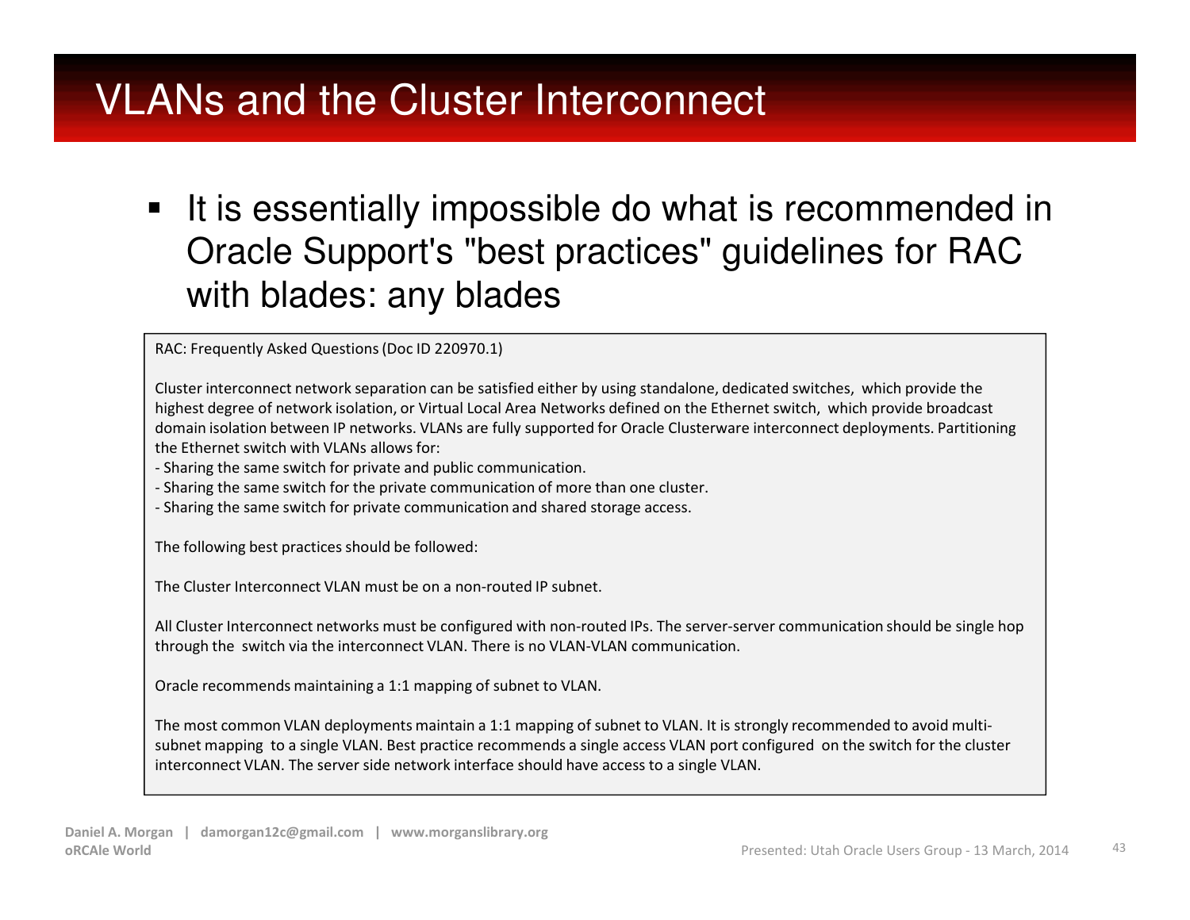# VLANs and the Cluster Interconnect

- It is essentially impossible do what is recommended in Oracle Support's "best practices" guidelines for RAC with blades: any blades

> RAC: Frequently Asked Questions (Doc ID 220970.1)
>
> Cluster interconnect network separation can be satisfied either by using standalone, dedicated switches, which provide the highest degree of network isolation, or Virtual Local Area Networks defined on the Ethernet switch, which provide broadcast domain isolation between IP networks. VLANs are fully supported for Oracle Clusterware interconnect deployments. Partitioning the Ethernet switch with VLANs allows for:
> - Sharing the same switch for private and public communication.
> - Sharing the same switch for the private communication of more than one cluster.
> - Sharing the same switch for private communication and shared storage access.
>
> The following best practices should be followed:
>
> The Cluster Interconnect VLAN must be on a non-routed IP subnet.
>
> All Cluster Interconnect networks must be configured with non-routed IPs. The server-server communication should be single hop through the switch via the interconnect VLAN. There is no VLAN-VLAN communication.
>
> Oracle recommends maintaining a 1:1 mapping of subnet to VLAN.
>
> The most common VLAN deployments maintain a 1:1 mapping of subnet to VLAN. It is strongly recommended to avoid multi-subnet mapping to a single VLAN. Best practice recommends a single access VLAN port configured on the switch for the cluster interconnect VLAN. The server side network interface should have access to a single VLAN.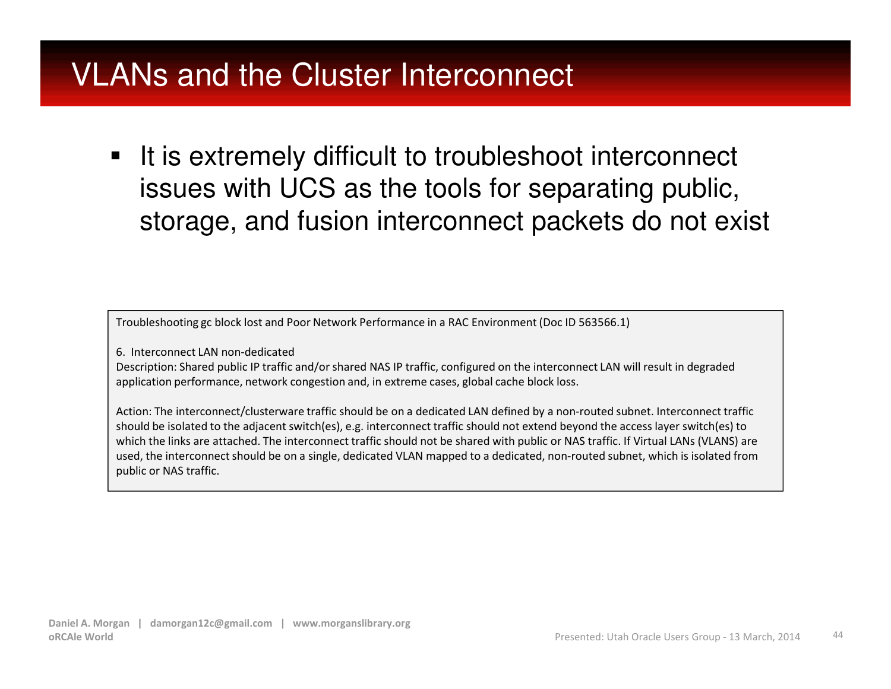# VLANs and the Cluster Interconnect

- It is extremely difficult to troubleshoot interconnect issues with UCS as the tools for separating public, storage, and fusion interconnect packets do not exist

> Troubleshooting gc block lost and Poor Network Performance in a RAC Environment (Doc ID 563566.1)
>
> 6. Interconnect LAN non-dedicated
> Description: Shared public IP traffic and/or shared NAS IP traffic, configured on the interconnect LAN will result in degraded application performance, network congestion and, in extreme cases, global cache block loss.
>
> Action: The interconnect/clusterware traffic should be on a dedicated LAN defined by a non-routed subnet. Interconnect traffic should be isolated to the adjacent switch(es), e.g. interconnect traffic should not extend beyond the access layer switch(es) to which the links are attached. The interconnect traffic should not be shared with public or NAS traffic. If Virtual LANs (VLANS) are used, the interconnect should be on a single, dedicated VLAN mapped to a dedicated, non-routed subnet, which is isolated from public or NAS traffic.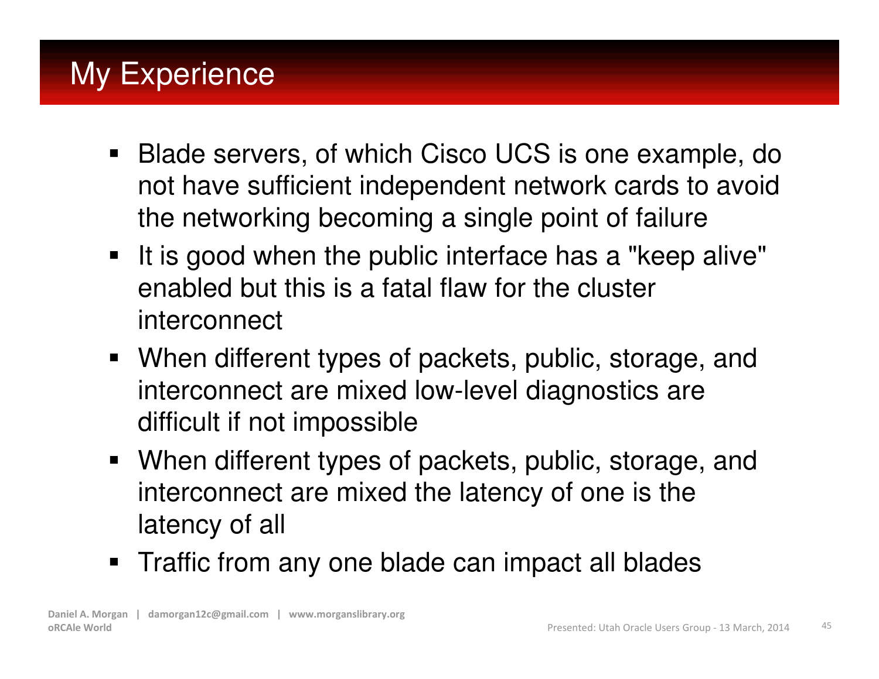# My Experience

- Blade servers, of which Cisco UCS is one example, do not have sufficient independent network cards to avoid the networking becoming a single point of failure
- It is good when the public interface has a "keep alive" enabled but this is a fatal flaw for the cluster interconnect
- When different types of packets, public, storage, and interconnect are mixed low-level diagnostics are difficult if not impossible
- When different types of packets, public, storage, and interconnect are mixed the latency of one is the latency of all
- Traffic from any one blade can impact all blades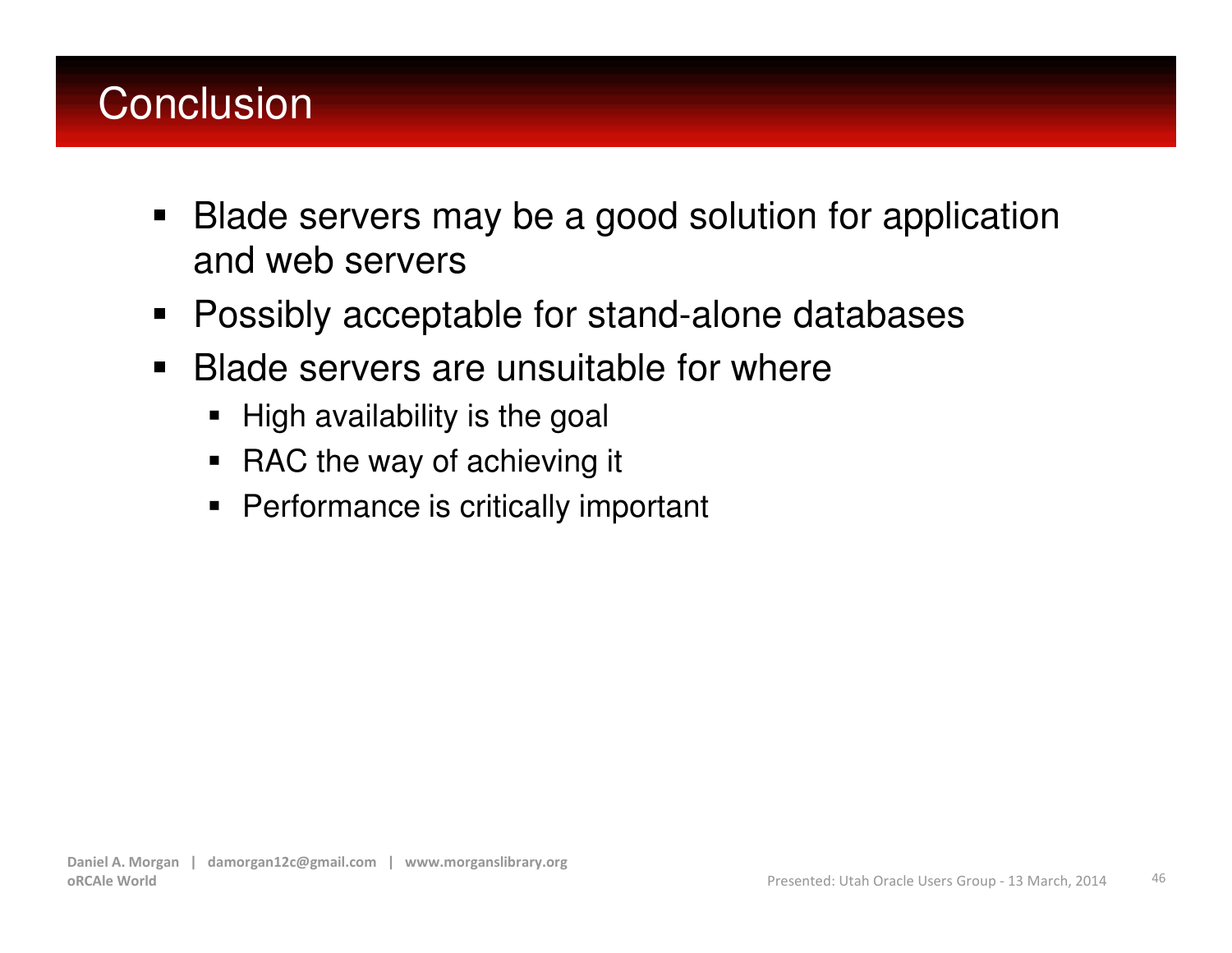# Conclusion

- Blade servers may be a good solution for application and web servers
- Possibly acceptable for stand-alone databases
- Blade servers are unsuitable for where
  - High availability is the goal
  - RAC the way of achieving it
  - Performance is critically important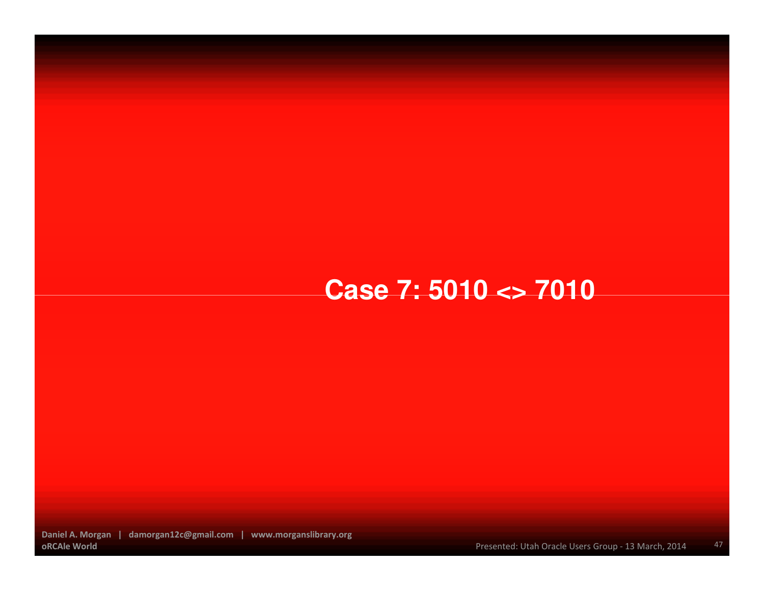# Case 7: 5010 <> 7010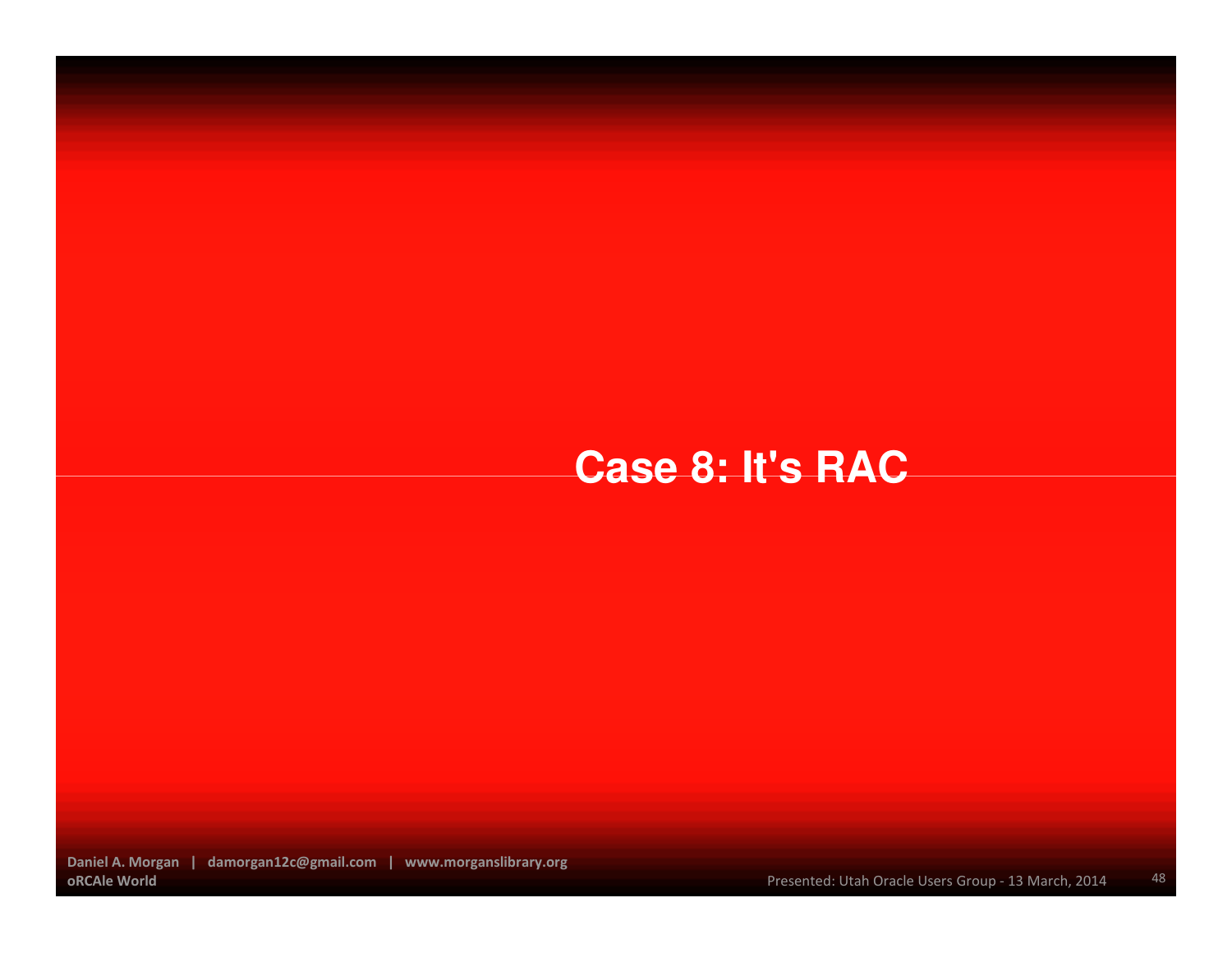# Case 8: It's RAC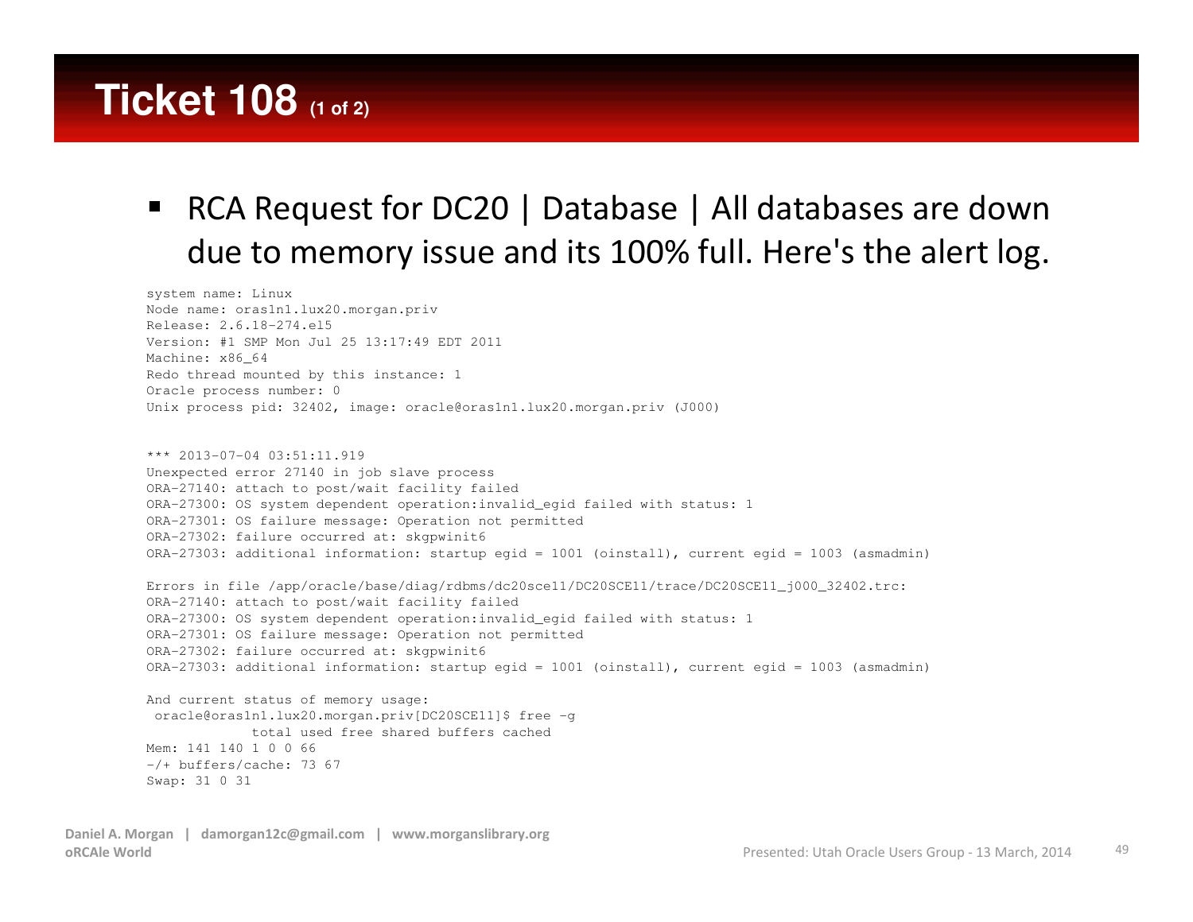# Ticket 108 (1 of 2)

- RCA Request for DC20 | Database | All databases are down due to memory issue and its 100% full. Here's the alert log.

```
system name: Linux
Node name: oras1n1.lux20.morgan.priv
Release: 2.6.18-274.el5
Version: #1 SMP Mon Jul 25 13:17:49 EDT 2011
Machine: x86_64
Redo thread mounted by this instance: 1
Oracle process number: 0
Unix process pid: 32402, image: oracle@oras1n1.lux20.morgan.priv (J000)


*** 2013-07-04 03:51:11.919
Unexpected error 27140 in job slave process
ORA-27140: attach to post/wait facility failed
ORA-27300: OS system dependent operation:invalid_egid failed with status: 1
ORA-27301: OS failure message: Operation not permitted
ORA-27302: failure occurred at: skgpwinit6
ORA-27303: additional information: startup egid = 1001 (oinstall), current egid = 1003 (asmadmin)

Errors in file /app/oracle/base/diag/rdbms/dc20sce11/DC20SCE11/trace/DC20SCE11_j000_32402.trc:
ORA-27140: attach to post/wait facility failed
ORA-27300: OS system dependent operation:invalid_egid failed with status: 1
ORA-27301: OS failure message: Operation not permitted
ORA-27302: failure occurred at: skgpwinit6
ORA-27303: additional information: startup egid = 1001 (oinstall), current egid = 1003 (asmadmin)

And current status of memory usage:
 oracle@oras1n1.lux20.morgan.priv[DC20SCE11]$ free -g
             total used free shared buffers cached
Mem: 141 140 1 0 0 66
-/+ buffers/cache: 73 67
Swap: 31 0 31
```

Daniel A. Morgan | damorgan12c@gmail.com | www.morganslibrary.org
oRCAle World

Presented: Utah Oracle Users Group - 13 March, 2014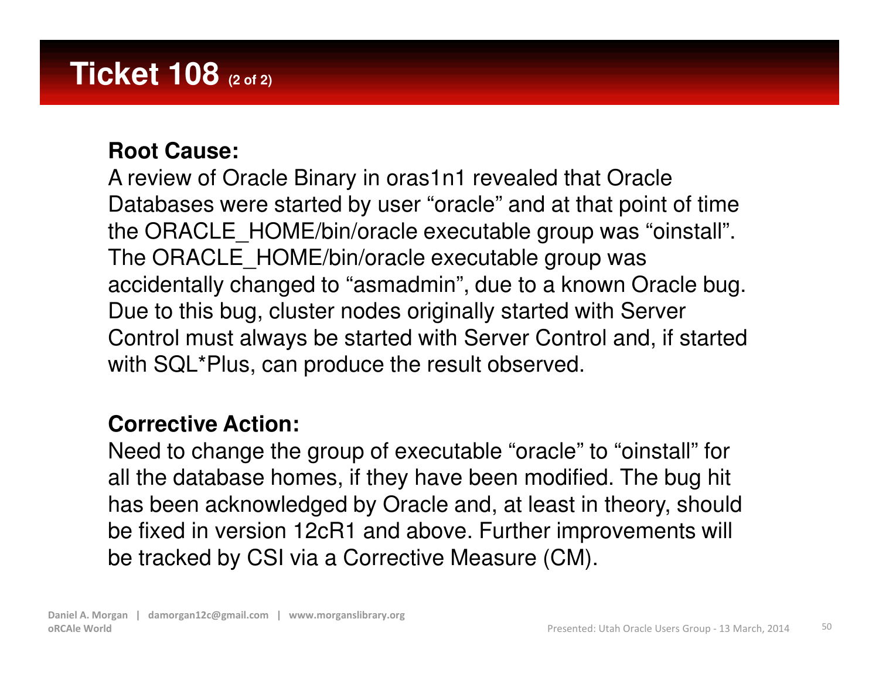# Ticket 108 (2 of 2)

**Root Cause:**

A review of Oracle Binary in oras1n1 revealed that Oracle Databases were started by user “oracle” and at that point of time the ORACLE_HOME/bin/oracle executable group was “oinstall”. The ORACLE_HOME/bin/oracle executable group was accidentally changed to “asmadmin”, due to a known Oracle bug. Due to this bug, cluster nodes originally started with Server Control must always be started with Server Control and, if started with SQL*Plus, can produce the result observed.

**Corrective Action:**

Need to change the group of executable “oracle” to “oinstall” for all the database homes, if they have been modified. The bug hit has been acknowledged by Oracle and, at least in theory, should be fixed in version 12cR1 and above. Further improvements will be tracked by CSI via a Corrective Measure (CM).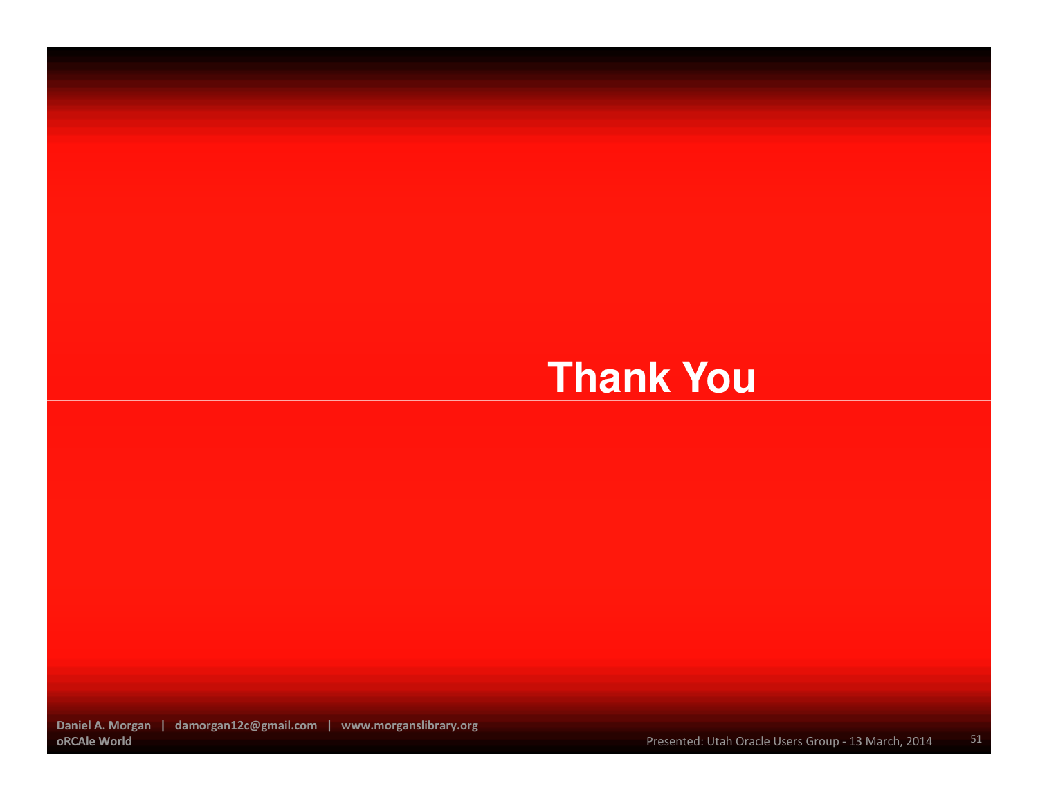# Thank You